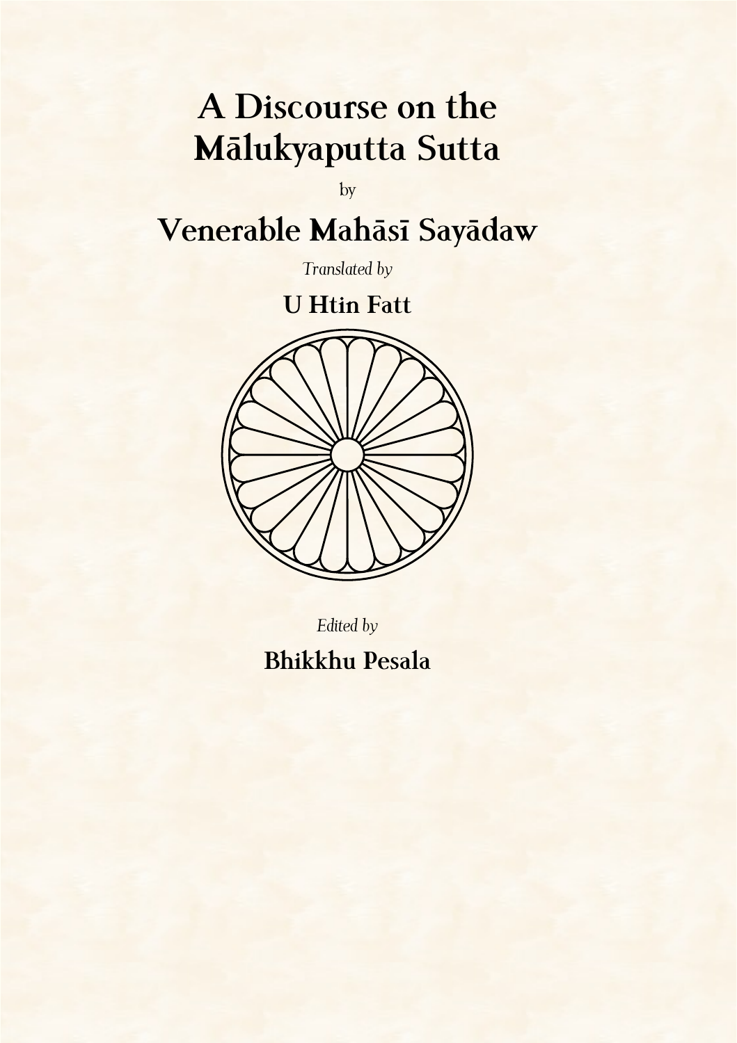# A Discourse on the Mālukyaputta Sutta

by

## Venerable Mahāsī Sayādaw

*Translated by*

**U Htin Fatt**

*Edited by*

**Bhikkhu Pesala**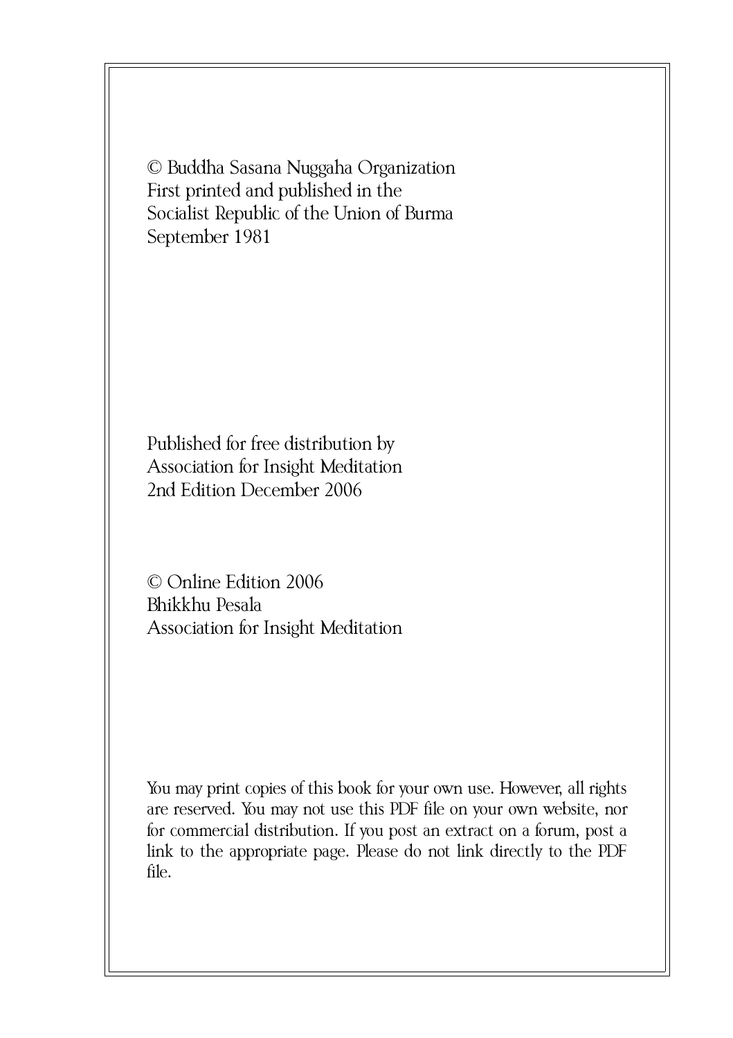© Buddha Sasana Nuggaha Organization
First printed and published in the
Socialist Republic of the Union of Burma
September 1981

Published for free distribution by
Association for Insight Meditation
2nd Edition December 2006

© Online Edition 2006
Bhikkhu Pesala
Association for Insight Meditation

You may print copies of this book for your own use. However, all rights are reserved. You may not use this PDF file on your own website, nor for commercial distribution. If you post an extract on a forum, post a link to the appropriate page. Please do not link directly to the PDF file.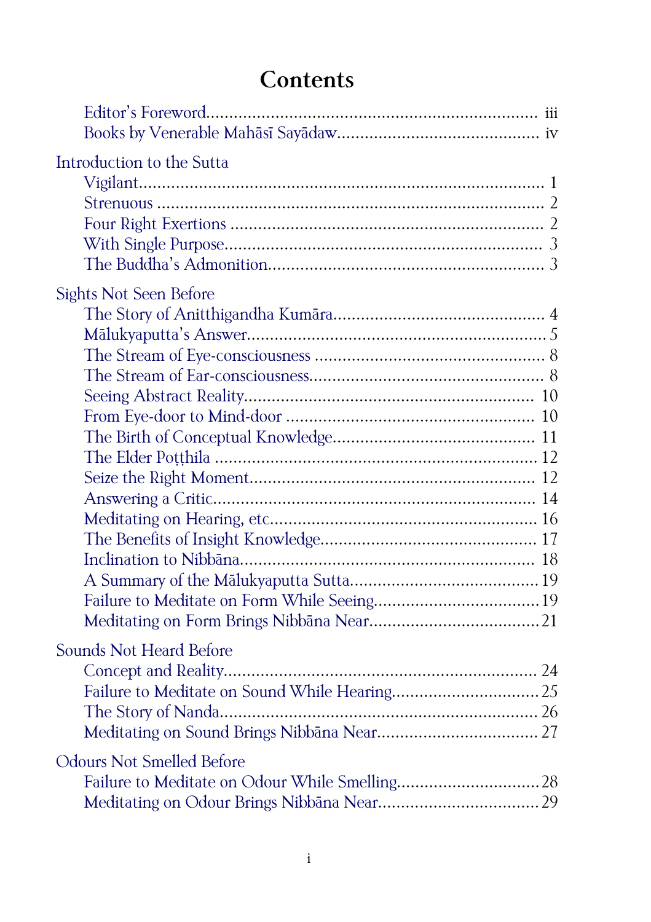# Contents

- Editor's Foreword ........ iii
- Books by Venerable Mahāsī Sayādaw ........ iv

Introduction to the Sutta
- Vigilant ........ 1
- Strenuous ........ 2
- Four Right Exertions ........ 2
- With Single Purpose ........ 3
- The Buddha's Admonition ........ 3

Sights Not Seen Before
- The Story of Anitthigandha Kumāra ........ 4
- Mālukyaputta's Answer ........ 5
- The Stream of Eye-consciousness ........ 8
- The Stream of Ear-consciousness ........ 8
- Seeing Abstract Reality ........ 10
- From Eye-door to Mind-door ........ 10
- The Birth of Conceptual Knowledge ........ 11
- The Elder Poṭṭhila ........ 12
- Seize the Right Moment ........ 12
- Answering a Critic ........ 14
- Meditating on Hearing, etc. ........ 16
- The Benefits of Insight Knowledge ........ 17
- Inclination to Nibbāna ........ 18
- A Summary of the Mālukyaputta Sutta ........ 19
- Failure to Meditate on Form While Seeing ........ 19
- Meditating on Form Brings Nibbāna Near ........ 21

Sounds Not Heard Before
- Concept and Reality ........ 24
- Failure to Meditate on Sound While Hearing ........ 25
- The Story of Nanda ........ 26
- Meditating on Sound Brings Nibbāna Near ........ 27

Odours Not Smelled Before
- Failure to Meditate on Odour While Smelling ........ 28
- Meditating on Odour Brings Nibbāna Near ........ 29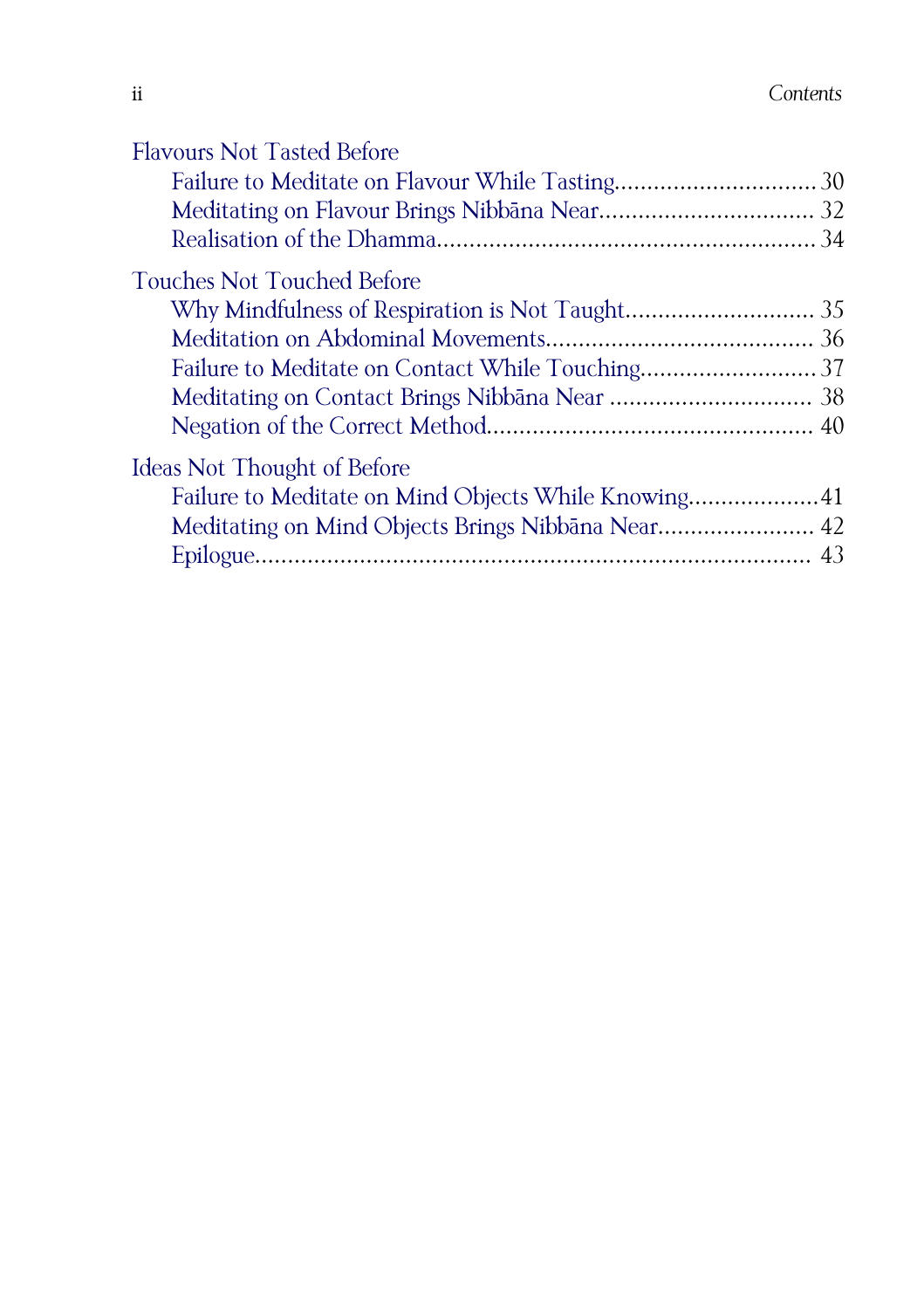Flavours Not Tasted Before

- Failure to Meditate on Flavour While Tasting............................... 30
- Meditating on Flavour Brings Nibbāna Near................................. 32
- Realisation of the Dhamma.......................................................... 34

Touches Not Touched Before

- Why Mindfulness of Respiration is Not Taught............................. 35
- Meditation on Abdominal Movements......................................... 36
- Failure to Meditate on Contact While Touching........................... 37
- Meditating on Contact Brings Nibbāna Near ............................... 38
- Negation of the Correct Method................................................. 40

Ideas Not Thought of Before

- Failure to Meditate on Mind Objects While Knowing....................41
- Meditating on Mind Objects Brings Nibbāna Near........................ 42
- Epilogue..................................................................................... 43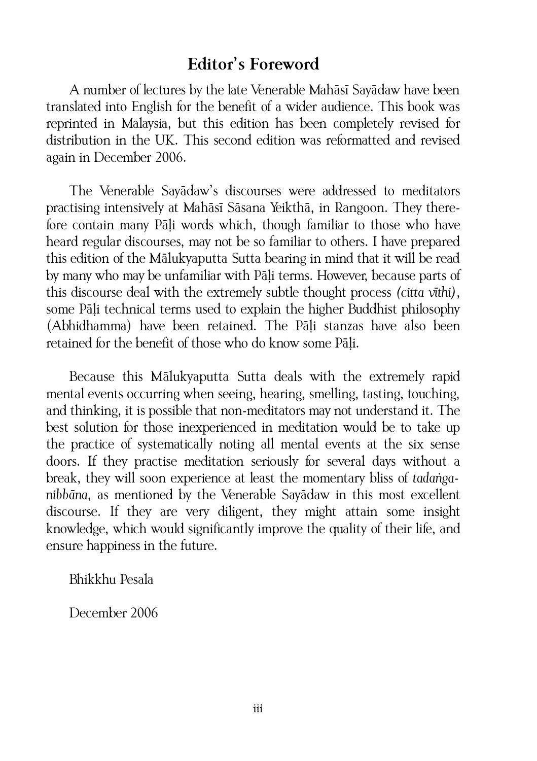## Editor's Foreword

A number of lectures by the late Venerable Mahāsī Sayādaw have been translated into English for the benefit of a wider audience. This book was reprinted in Malaysia, but this edition has been completely revised for distribution in the UK. This second edition was reformatted and revised again in December 2006.

The Venerable Sayādaw's discourses were addressed to meditators practising intensively at Mahāsī Sāsana Yeikthā, in Rangoon. They therefore contain many Pāḷi words which, though familiar to those who have heard regular discourses, may not be so familiar to others. I have prepared this edition of the Mālukyaputta Sutta bearing in mind that it will be read by many who may be unfamiliar with Pāḷi terms. However, because parts of this discourse deal with the extremely subtle thought process *(citta vīthi)*, some Pāḷi technical terms used to explain the higher Buddhist philosophy (Abhidhamma) have been retained. The Pāḷi stanzas have also been retained for the benefit of those who do know some Pāḷi.

Because this Mālukyaputta Sutta deals with the extremely rapid mental events occurring when seeing, hearing, smelling, tasting, touching, and thinking, it is possible that non-meditators may not understand it. The best solution for those inexperienced in meditation would be to take up the practice of systematically noting all mental events at the six sense doors. If they practise meditation seriously for several days without a break, they will soon experience at least the momentary bliss of *tadaṅga-nibbāna*, as mentioned by the Venerable Sayādaw in this most excellent discourse. If they are very diligent, they might attain some insight knowledge, which would significantly improve the quality of their life, and ensure happiness in the future.

Bhikkhu Pesala

December 2006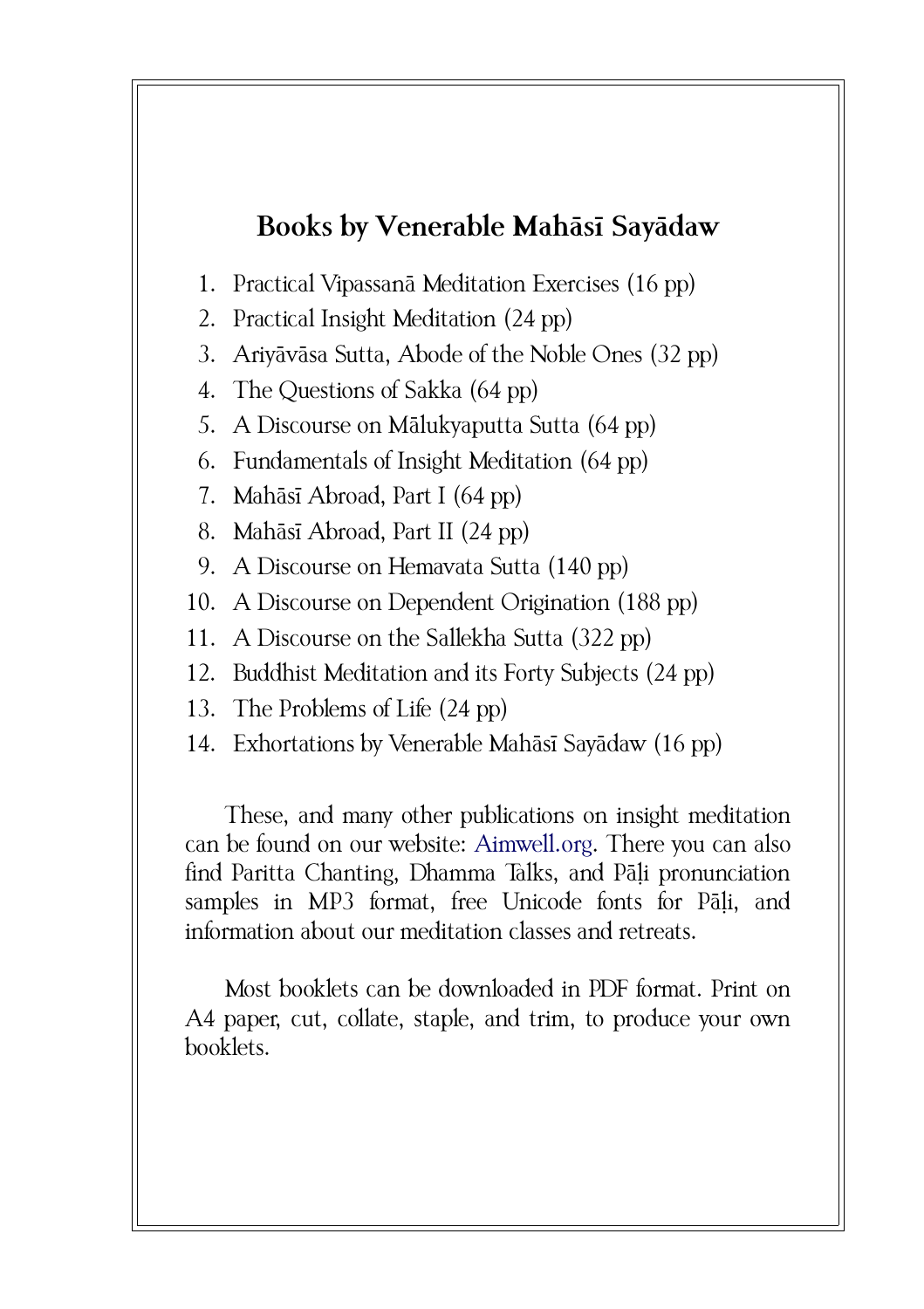## Books by Venerable Mahāsī Sayādaw

1. Practical Vipassanā Meditation Exercises (16 pp)
2. Practical Insight Meditation (24 pp)
3. Ariyāvāsa Sutta, Abode of the Noble Ones (32 pp)
4. The Questions of Sakka (64 pp)
5. A Discourse on Mālukyaputta Sutta (64 pp)
6. Fundamentals of Insight Meditation (64 pp)
7. Mahāsī Abroad, Part I (64 pp)
8. Mahāsī Abroad, Part II (24 pp)
9. A Discourse on Hemavata Sutta (140 pp)
10. A Discourse on Dependent Origination (188 pp)
11. A Discourse on the Sallekha Sutta (322 pp)
12. Buddhist Meditation and its Forty Subjects (24 pp)
13. The Problems of Life (24 pp)
14. Exhortations by Venerable Mahāsī Sayādaw (16 pp)

These, and many other publications on insight meditation can be found on our website: Aimwell.org. There you can also find Paritta Chanting, Dhamma Talks, and Pāḷi pronunciation samples in MP3 format, free Unicode fonts for Pāḷi, and information about our meditation classes and retreats.

Most booklets can be downloaded in PDF format. Print on A4 paper, cut, collate, staple, and trim, to produce your own booklets.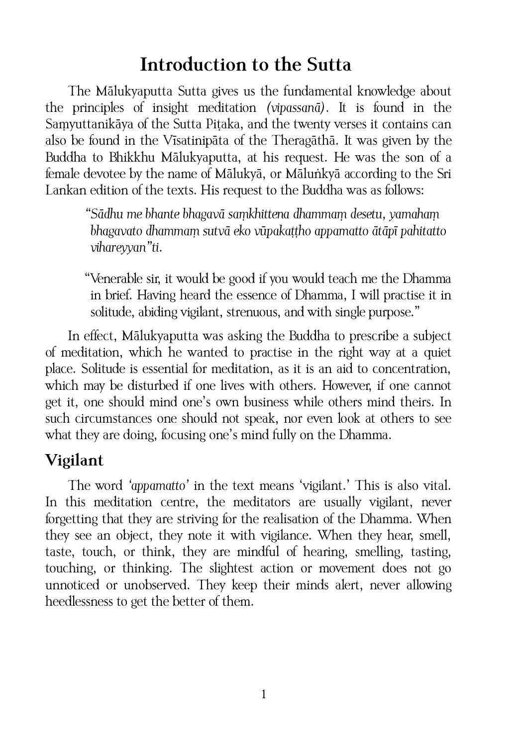# Introduction to the Sutta

The Mālukyaputta Sutta gives us the fundamental knowledge about the principles of insight meditation *(vipassanā)*. It is found in the Saṃyuttanikāya of the Sutta Piṭaka, and the twenty verses it contains can also be found in the Vīsatinipāta of the Theragāthā. It was given by the Buddha to Bhikkhu Mālukyaputta, at his request. He was the son of a female devotee by the name of Mālukyā, or Māluṅkyā according to the Sri Lankan edition of the texts. His request to the Buddha was as follows:

> *"Sādhu me bhante bhagavā saṃkhittena dhammaṃ desetu, yamahaṃ bhagavato dhammaṃ sutvā eko vūpakaṭṭho appamatto ātāpī pahitatto vihareyyan"ti.*

> "Venerable sir, it would be good if you would teach me the Dhamma in brief. Having heard the essence of Dhamma, I will practise it in solitude, abiding vigilant, strenuous, and with single purpose."

In effect, Mālukyaputta was asking the Buddha to prescribe a subject of meditation, which he wanted to practise in the right way at a quiet place. Solitude is essential for meditation, as it is an aid to concentration, which may be disturbed if one lives with others. However, if one cannot get it, one should mind one's own business while others mind theirs. In such circumstances one should not speak, nor even look at others to see what they are doing, focusing one's mind fully on the Dhamma.

## Vigilant

The word *'appamatto'* in the text means 'vigilant.' This is also vital. In this meditation centre, the meditators are usually vigilant, never forgetting that they are striving for the realisation of the Dhamma. When they see an object, they note it with vigilance. When they hear, smell, taste, touch, or think, they are mindful of hearing, smelling, tasting, touching, or thinking. The slightest action or movement does not go unnoticed or unobserved. They keep their minds alert, never allowing heedlessness to get the better of them.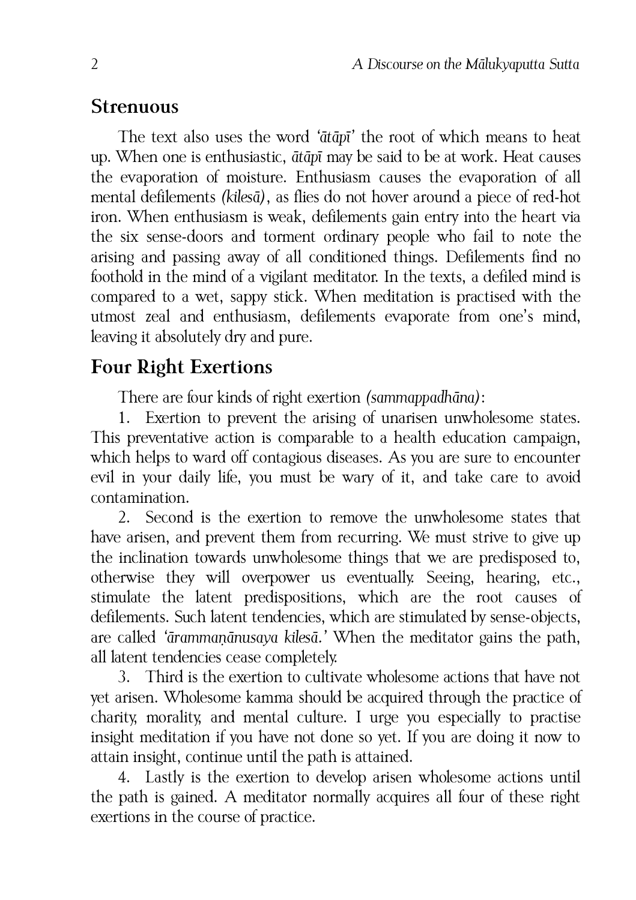## Strenuous

The text also uses the word *'ātāpī'* the root of which means to heat up. When one is enthusiastic, *ātāpī* may be said to be at work. Heat causes the evaporation of moisture. Enthusiasm causes the evaporation of all mental defilements *(kilesā)*, as flies do not hover around a piece of red-hot iron. When enthusiasm is weak, defilements gain entry into the heart via the six sense-doors and torment ordinary people who fail to note the arising and passing away of all conditioned things. Defilements find no foothold in the mind of a vigilant meditator. In the texts, a defiled mind is compared to a wet, sappy stick. When meditation is practised with the utmost zeal and enthusiasm, defilements evaporate from one's mind, leaving it absolutely dry and pure.

## Four Right Exertions

There are four kinds of right exertion *(sammappadhāna)*:

1. Exertion to prevent the arising of unarisen unwholesome states. This preventative action is comparable to a health education campaign, which helps to ward off contagious diseases. As you are sure to encounter evil in your daily life, you must be wary of it, and take care to avoid contamination.

2. Second is the exertion to remove the unwholesome states that have arisen, and prevent them from recurring. We must strive to give up the inclination towards unwholesome things that we are predisposed to, otherwise they will overpower us eventually. Seeing, hearing, etc., stimulate the latent predispositions, which are the root causes of defilements. Such latent tendencies, which are stimulated by sense-objects, are called *'ārammaṇānusaya kilesā.'* When the meditator gains the path, all latent tendencies cease completely.

3. Third is the exertion to cultivate wholesome actions that have not yet arisen. Wholesome kamma should be acquired through the practice of charity, morality, and mental culture. I urge you especially to practise insight meditation if you have not done so yet. If you are doing it now to attain insight, continue until the path is attained.

4. Lastly is the exertion to develop arisen wholesome actions until the path is gained. A meditator normally acquires all four of these right exertions in the course of practice.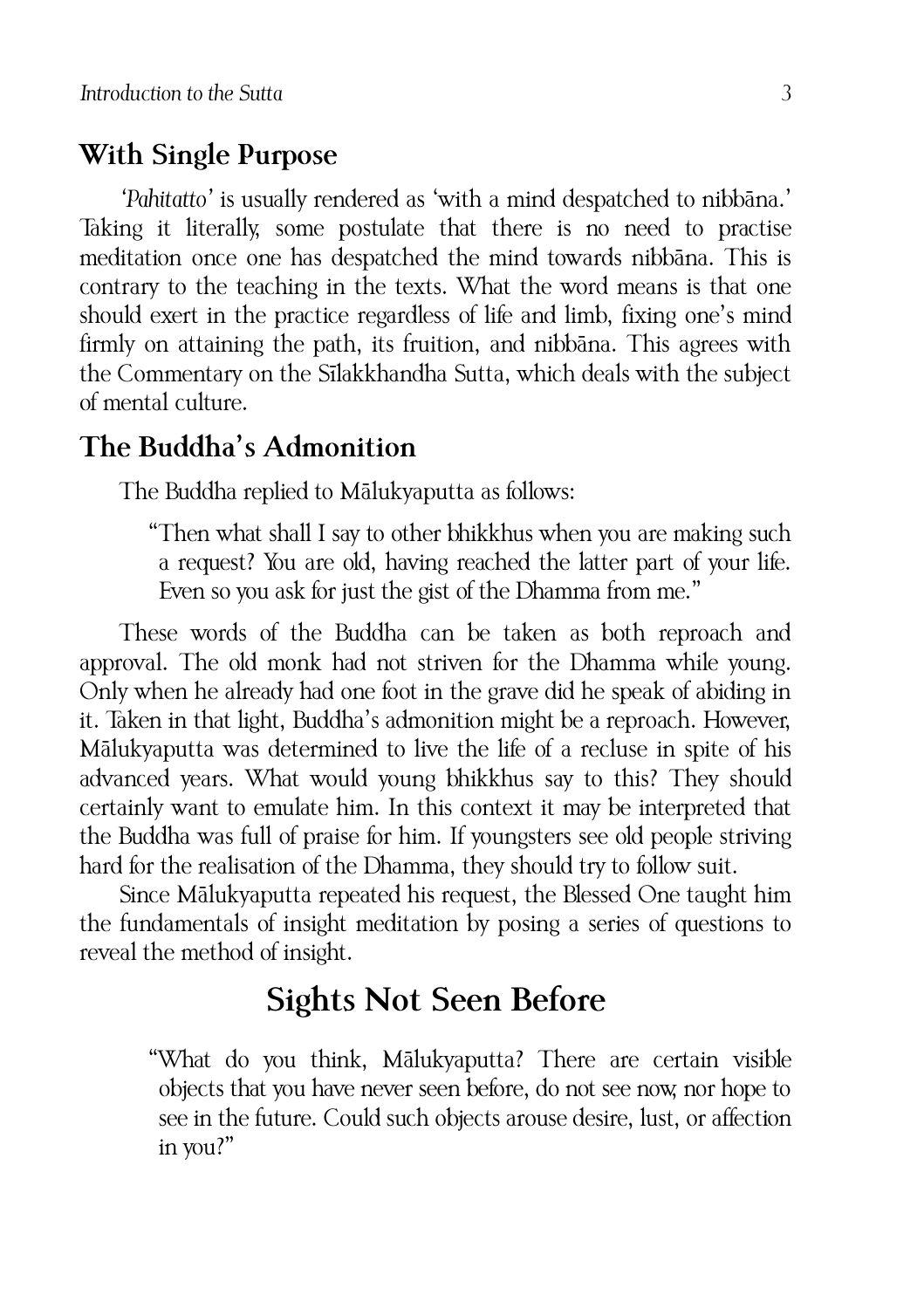### With Single Purpose

*'Pahitatto'* is usually rendered as 'with a mind despatched to nibbāna.' Taking it literally, some postulate that there is no need to practise meditation once one has despatched the mind towards nibbāna. This is contrary to the teaching in the texts. What the word means is that one should exert in the practice regardless of life and limb, fixing one's mind firmly on attaining the path, its fruition, and nibbāna. This agrees with the Commentary on the Sīlakkhandha Sutta, which deals with the subject of mental culture.

### The Buddha's Admonition

The Buddha replied to Mālukyaputta as follows:

> "Then what shall I say to other bhikkhus when you are making such a request? You are old, having reached the latter part of your life. Even so you ask for just the gist of the Dhamma from me."

These words of the Buddha can be taken as both reproach and approval. The old monk had not striven for the Dhamma while young. Only when he already had one foot in the grave did he speak of abiding in it. Taken in that light, Buddha's admonition might be a reproach. However, Mālukyaputta was determined to live the life of a recluse in spite of his advanced years. What would young bhikkhus say to this? They should certainly want to emulate him. In this context it may be interpreted that the Buddha was full of praise for him. If youngsters see old people striving hard for the realisation of the Dhamma, they should try to follow suit.

Since Mālukyaputta repeated his request, the Blessed One taught him the fundamentals of insight meditation by posing a series of questions to reveal the method of insight.

## Sights Not Seen Before

> "What do you think, Mālukyaputta? There are certain visible objects that you have never seen before, do not see now, nor hope to see in the future. Could such objects arouse desire, lust, or affection in you?"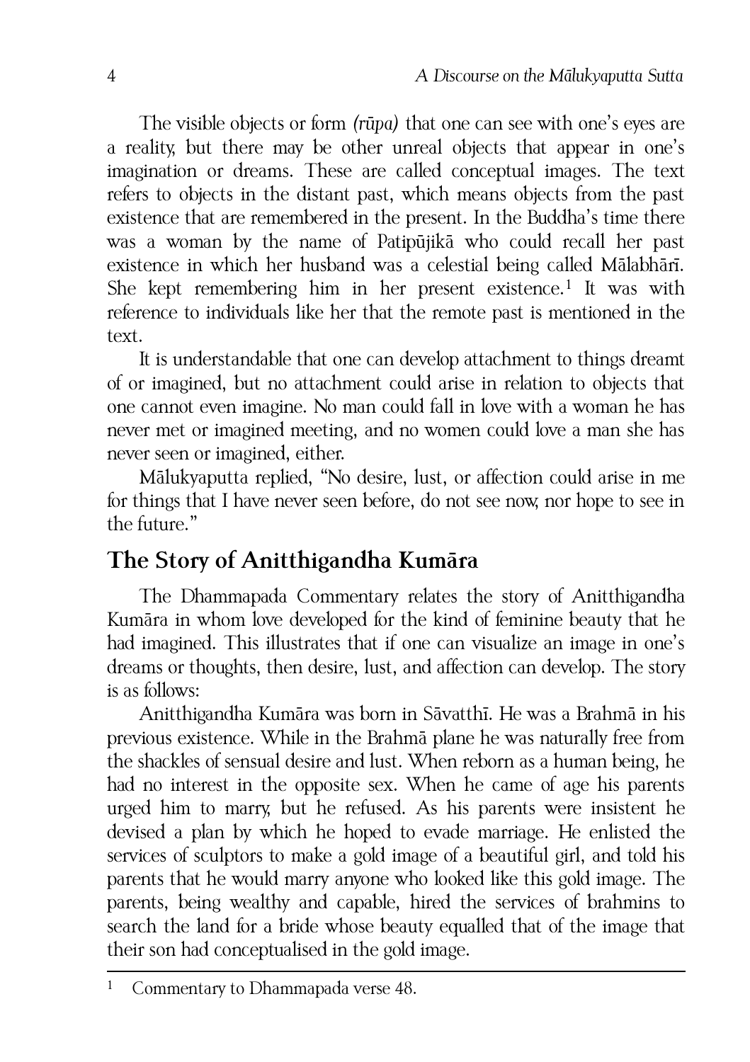The visible objects or form *(rūpa)* that one can see with one's eyes are a reality, but there may be other unreal objects that appear in one's imagination or dreams. These are called conceptual images. The text refers to objects in the distant past, which means objects from the past existence that are remembered in the present. In the Buddha's time there was a woman by the name of Patipūjikā who could recall her past existence in which her husband was a celestial being called Mālabhārī. She kept remembering him in her present existence.[1] It was with reference to individuals like her that the remote past is mentioned in the text.

It is understandable that one can develop attachment to things dreamt of or imagined, but no attachment could arise in relation to objects that one cannot even imagine. No man could fall in love with a woman he has never met or imagined meeting, and no women could love a man she has never seen or imagined, either.

Mālukyaputta replied, "No desire, lust, or affection could arise in me for things that I have never seen before, do not see now, nor hope to see in the future."

## The Story of Anitthigandha Kumāra

The Dhammapada Commentary relates the story of Anitthigandha Kumāra in whom love developed for the kind of feminine beauty that he had imagined. This illustrates that if one can visualize an image in one's dreams or thoughts, then desire, lust, and affection can develop. The story is as follows:

Anitthigandha Kumāra was born in Sāvatthī. He was a Brahmā in his previous existence. While in the Brahmā plane he was naturally free from the shackles of sensual desire and lust. When reborn as a human being, he had no interest in the opposite sex. When he came of age his parents urged him to marry, but he refused. As his parents were insistent he devised a plan by which he hoped to evade marriage. He enlisted the services of sculptors to make a gold image of a beautiful girl, and told his parents that he would marry anyone who looked like this gold image. The parents, being wealthy and capable, hired the services of brahmins to search the land for a bride whose beauty equalled that of the image that their son had conceptualised in the gold image.

---

[1] Commentary to Dhammapada verse 48.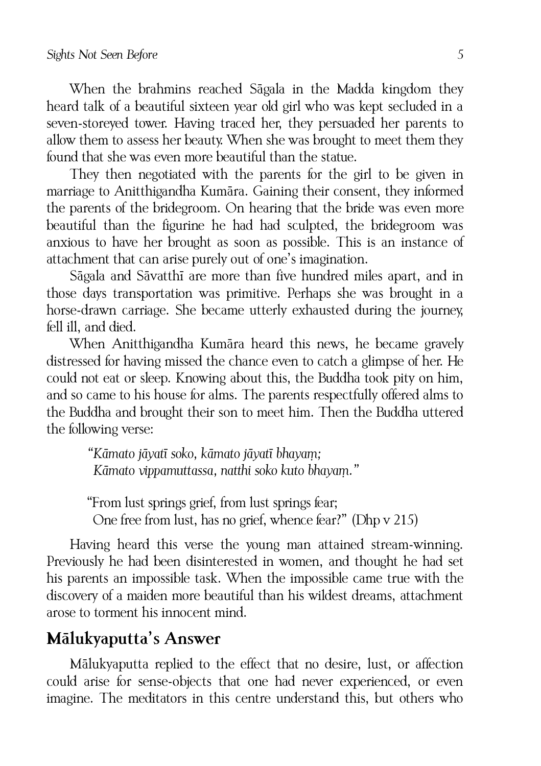When the brahmins reached Sāgala in the Madda kingdom they heard talk of a beautiful sixteen year old girl who was kept secluded in a seven-storeyed tower. Having traced her, they persuaded her parents to allow them to assess her beauty. When she was brought to meet them they found that she was even more beautiful than the statue.

They then negotiated with the parents for the girl to be given in marriage to Anitthigandha Kumāra. Gaining their consent, they informed the parents of the bridegroom. On hearing that the bride was even more beautiful than the figurine he had had sculpted, the bridegroom was anxious to have her brought as soon as possible. This is an instance of attachment that can arise purely out of one's imagination.

Sāgala and Sāvatthī are more than five hundred miles apart, and in those days transportation was primitive. Perhaps she was brought in a horse-drawn carriage. She became utterly exhausted during the journey, fell ill, and died.

When Anitthigandha Kumāra heard this news, he became gravely distressed for having missed the chance even to catch a glimpse of her. He could not eat or sleep. Knowing about this, the Buddha took pity on him, and so came to his house for alms. The parents respectfully offered alms to the Buddha and brought their son to meet him. Then the Buddha uttered the following verse:

> *"Kāmato jāyatī soko, kāmato jāyatī bhayaṃ;*
> *Kāmato vippamuttassa, natthi soko kuto bhayaṃ."*
>
> "From lust springs grief, from lust springs fear;
> One free from lust, has no grief, whence fear?" (Dhp v 215)

Having heard this verse the young man attained stream-winning. Previously he had been disinterested in women, and thought he had set his parents an impossible task. When the impossible came true with the discovery of a maiden more beautiful than his wildest dreams, attachment arose to torment his innocent mind.

## Mālukyaputta's Answer

Mālukyaputta replied to the effect that no desire, lust, or affection could arise for sense-objects that one had never experienced, or even imagine. The meditators in this centre understand this, but others who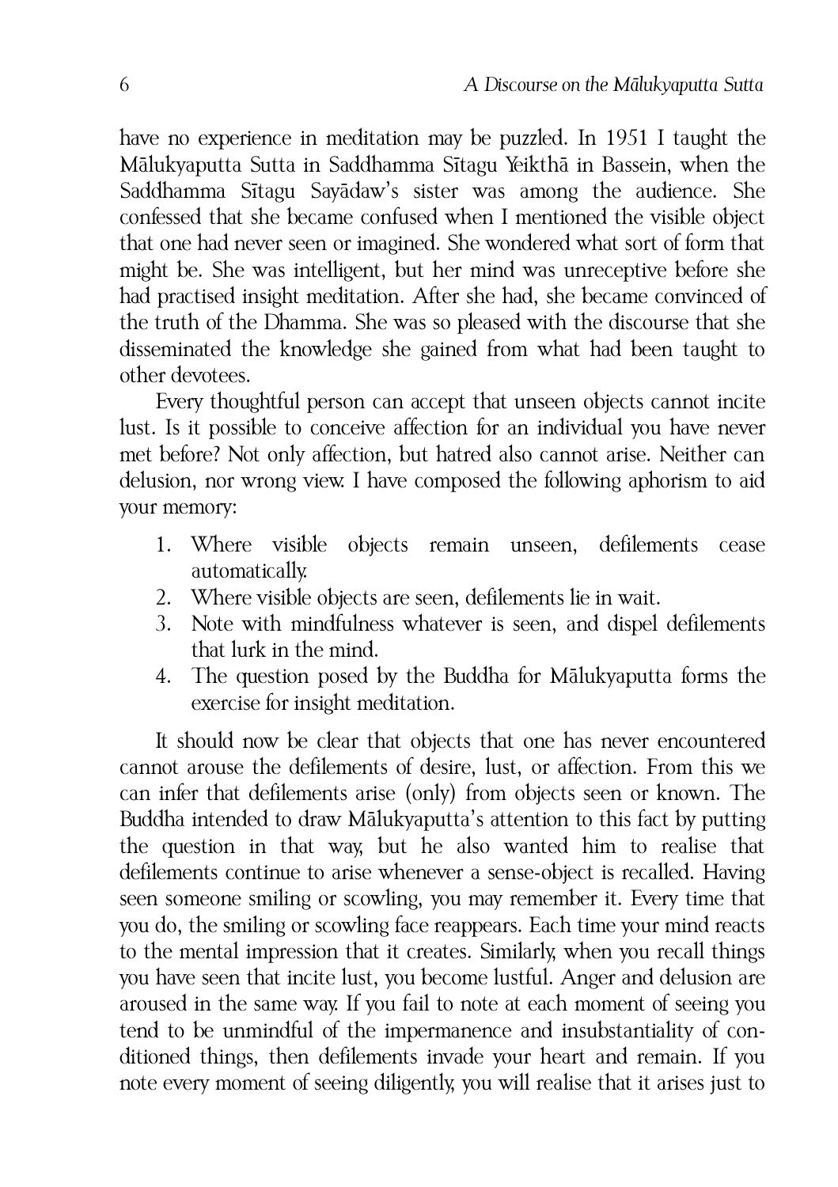have no experience in meditation may be puzzled. In 1951 I taught the Mālukyaputta Sutta in Saddhamma Sītagu Yeikthā in Bassein, when the Saddhamma Sītagu Sayādaw's sister was among the audience. She confessed that she became confused when I mentioned the visible object that one had never seen or imagined. She wondered what sort of form that might be. She was intelligent, but her mind was unreceptive before she had practised insight meditation. After she had, she became convinced of the truth of the Dhamma. She was so pleased with the discourse that she disseminated the knowledge she gained from what had been taught to other devotees.

Every thoughtful person can accept that unseen objects cannot incite lust. Is it possible to conceive affection for an individual you have never met before? Not only affection, but hatred also cannot arise. Neither can delusion, nor wrong view. I have composed the following aphorism to aid your memory:

1. Where visible objects remain unseen, defilements cease automatically.
2. Where visible objects are seen, defilements lie in wait.
3. Note with mindfulness whatever is seen, and dispel defilements that lurk in the mind.
4. The question posed by the Buddha for Mālukyaputta forms the exercise for insight meditation.

It should now be clear that objects that one has never encountered cannot arouse the defilements of desire, lust, or affection. From this we can infer that defilements arise (only) from objects seen or known. The Buddha intended to draw Mālukyaputta's attention to this fact by putting the question in that way, but he also wanted him to realise that defilements continue to arise whenever a sense-object is recalled. Having seen someone smiling or scowling, you may remember it. Every time that you do, the smiling or scowling face reappears. Each time your mind reacts to the mental impression that it creates. Similarly, when you recall things you have seen that incite lust, you become lustful. Anger and delusion are aroused in the same way. If you fail to note at each moment of seeing you tend to be unmindful of the impermanence and insubstantiality of conditioned things, then defilements invade your heart and remain. If you note every moment of seeing diligently, you will realise that it arises just to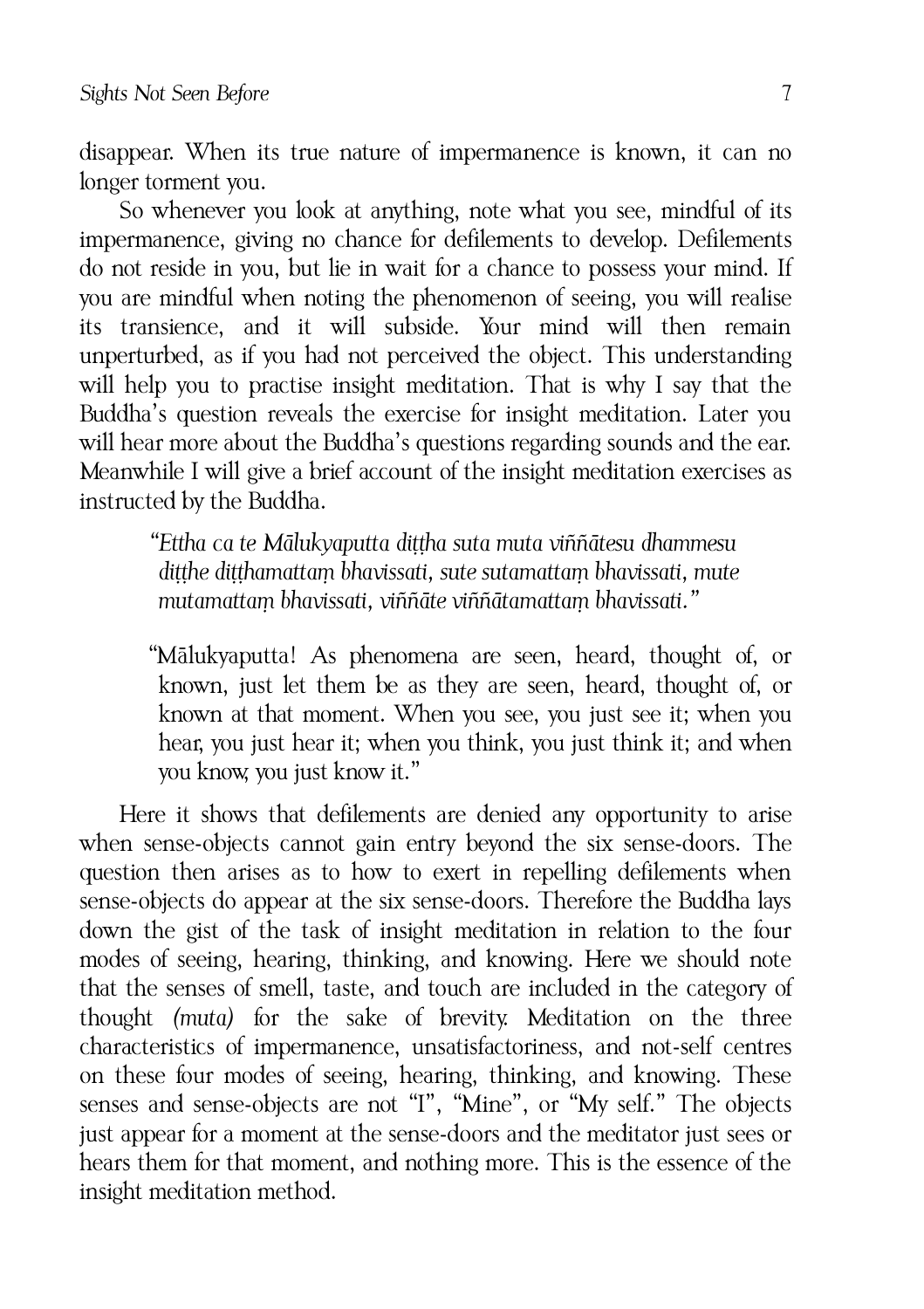disappear. When its true nature of impermanence is known, it can no longer torment you.

So whenever you look at anything, note what you see, mindful of its impermanence, giving no chance for defilements to develop. Defilements do not reside in you, but lie in wait for a chance to possess your mind. If you are mindful when noting the phenomenon of seeing, you will realise its transience, and it will subside. Your mind will then remain unperturbed, as if you had not perceived the object. This understanding will help you to practise insight meditation. That is why I say that the Buddha's question reveals the exercise for insight meditation. Later you will hear more about the Buddha's questions regarding sounds and the ear. Meanwhile I will give a brief account of the insight meditation exercises as instructed by the Buddha.

> *"Ettha ca te Mālukyaputta diṭṭha suta muta viññātesu dhammesu diṭṭhe diṭṭhamattaṃ bhavissati, sute sutamattaṃ bhavissati, mute mutamattaṃ bhavissati, viññāte viññātamattaṃ bhavissati."*

> "Mālukyaputta! As phenomena are seen, heard, thought of, or known, just let them be as they are seen, heard, thought of, or known at that moment. When you see, you just see it; when you hear, you just hear it; when you think, you just think it; and when you know, you just know it."

Here it shows that defilements are denied any opportunity to arise when sense-objects cannot gain entry beyond the six sense-doors. The question then arises as to how to exert in repelling defilements when sense-objects do appear at the six sense-doors. Therefore the Buddha lays down the gist of the task of insight meditation in relation to the four modes of seeing, hearing, thinking, and knowing. Here we should note that the senses of smell, taste, and touch are included in the category of thought *(muta)* for the sake of brevity. Meditation on the three characteristics of impermanence, unsatisfactoriness, and not-self centres on these four modes of seeing, hearing, thinking, and knowing. These senses and sense-objects are not "I", "Mine", or "My self." The objects just appear for a moment at the sense-doors and the meditator just sees or hears them for that moment, and nothing more. This is the essence of the insight meditation method.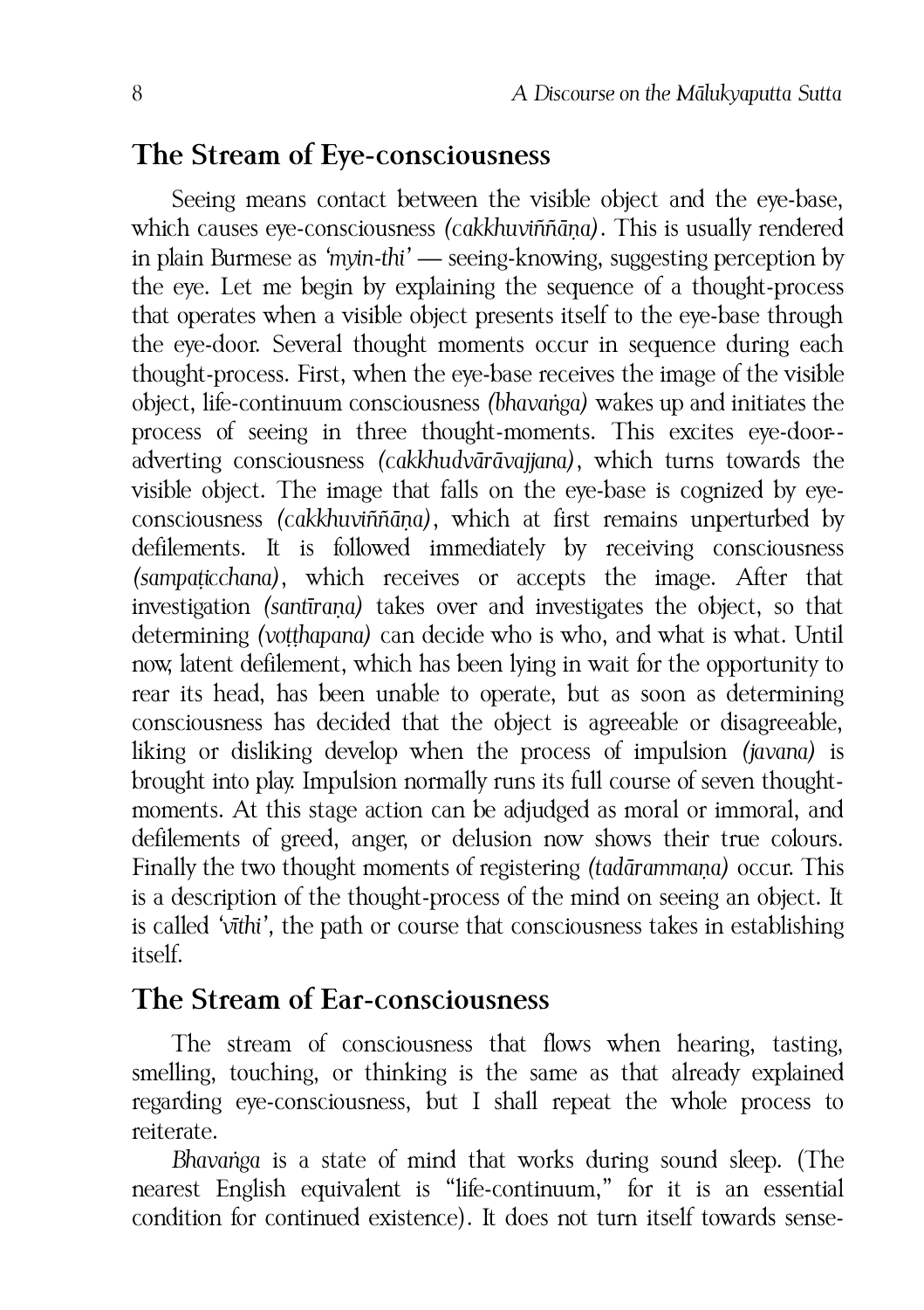## The Stream of Eye-consciousness

Seeing means contact between the visible object and the eye-base, which causes eye-consciousness *(cakkhuviññāṇa)*. This is usually rendered in plain Burmese as *'myin-thi'* — seeing-knowing, suggesting perception by the eye. Let me begin by explaining the sequence of a thought-process that operates when a visible object presents itself to the eye-base through the eye-door. Several thought moments occur in sequence during each thought-process. First, when the eye-base receives the image of the visible object, life-continuum consciousness *(bhavaṅga)* wakes up and initiates the process of seeing in three thought-moments. This excites eye-door-adverting consciousness *(cakkhudvārāvajjana)*, which turns towards the visible object. The image that falls on the eye-base is cognized by eye-consciousness *(cakkhuviññāṇa)*, which at first remains unperturbed by defilements. It is followed immediately by receiving consciousness *(sampaṭicchana)*, which receives or accepts the image. After that investigation *(santīraṇa)* takes over and investigates the object, so that determining *(voṭṭhapana)* can decide who is who, and what is what. Until now, latent defilement, which has been lying in wait for the opportunity to rear its head, has been unable to operate, but as soon as determining consciousness has decided that the object is agreeable or disagreeable, liking or disliking develop when the process of impulsion *(javana)* is brought into play. Impulsion normally runs its full course of seven thought-moments. At this stage action can be adjudged as moral or immoral, and defilements of greed, anger, or delusion now shows their true colours. Finally the two thought moments of registering *(tadārammaṇa)* occur. This is a description of the thought-process of the mind on seeing an object. It is called *'vīthi'*, the path or course that consciousness takes in establishing itself.

## The Stream of Ear-consciousness

The stream of consciousness that flows when hearing, tasting, smelling, touching, or thinking is the same as that already explained regarding eye-consciousness, but I shall repeat the whole process to reiterate.

*Bhavaṅga* is a state of mind that works during sound sleep. (The nearest English equivalent is "life-continuum," for it is an essential condition for continued existence). It does not turn itself towards sense-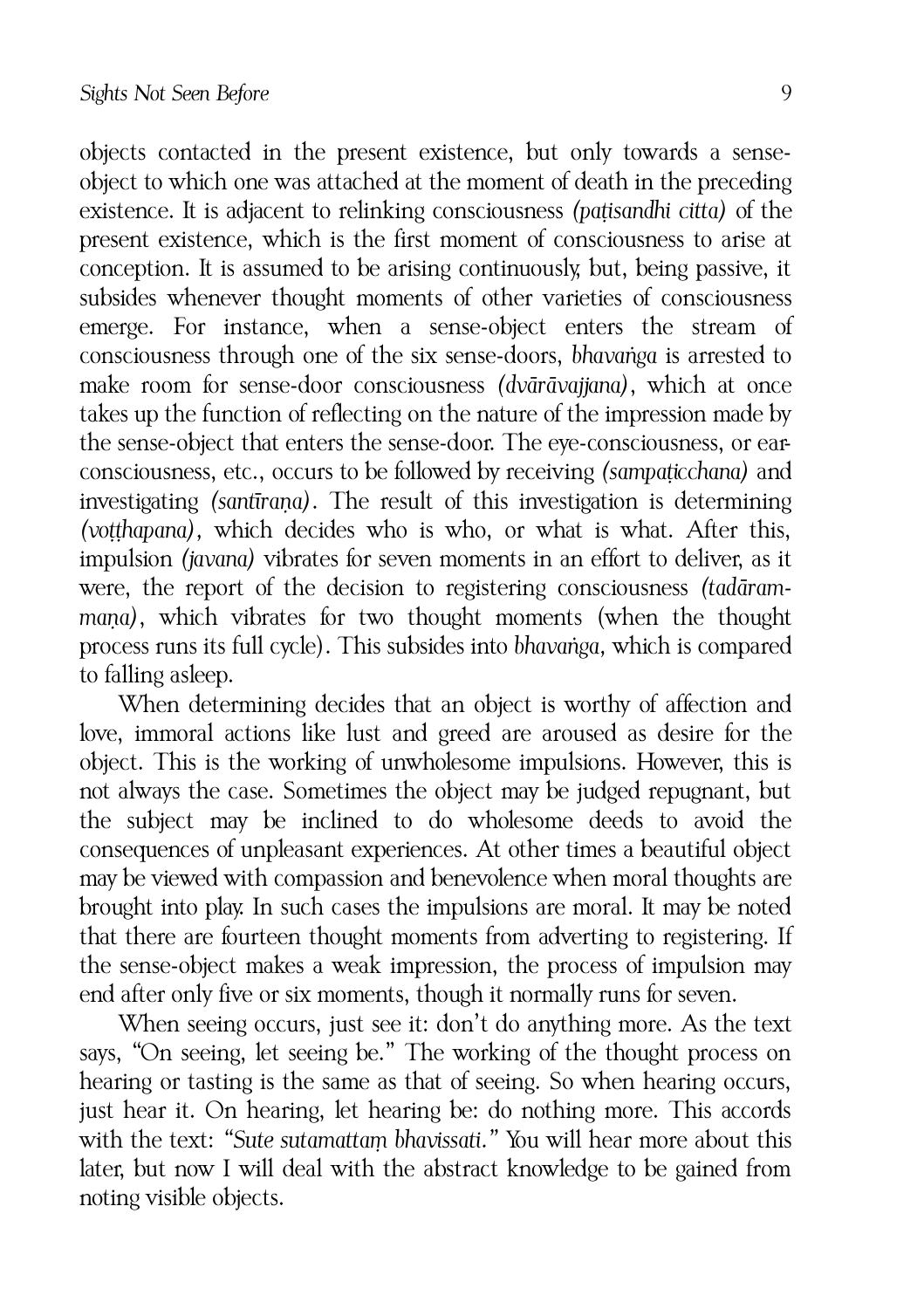objects contacted in the present existence, but only towards a sense-object to which one was attached at the moment of death in the preceding existence. It is adjacent to relinking consciousness *(paṭisandhi citta)* of the present existence, which is the first moment of consciousness to arise at conception. It is assumed to be arising continuously, but, being passive, it subsides whenever thought moments of other varieties of consciousness emerge. For instance, when a sense-object enters the stream of consciousness through one of the six sense-doors, *bhavaṅga* is arrested to make room for sense-door consciousness *(dvārāvajjana)*, which at once takes up the function of reflecting on the nature of the impression made by the sense-object that enters the sense-door. The eye-consciousness, or ear-consciousness, etc., occurs to be followed by receiving *(sampaṭicchana)* and investigating *(santīraṇa)*. The result of this investigation is determining *(voṭṭhapana)*, which decides who is who, or what is what. After this, impulsion *(javana)* vibrates for seven moments in an effort to deliver, as it were, the report of the decision to registering consciousness *(tadārammaṇa)*, which vibrates for two thought moments (when the thought process runs its full cycle). This subsides into *bhavaṅga*, which is compared to falling asleep.

When determining decides that an object is worthy of affection and love, immoral actions like lust and greed are aroused as desire for the object. This is the working of unwholesome impulsions. However, this is not always the case. Sometimes the object may be judged repugnant, but the subject may be inclined to do wholesome deeds to avoid the consequences of unpleasant experiences. At other times a beautiful object may be viewed with compassion and benevolence when moral thoughts are brought into play. In such cases the impulsions are moral. It may be noted that there are fourteen thought moments from adverting to registering. If the sense-object makes a weak impression, the process of impulsion may end after only five or six moments, though it normally runs for seven.

When seeing occurs, just see it: don't do anything more. As the text says, "On seeing, let seeing be." The working of the thought process on hearing or tasting is the same as that of seeing. So when hearing occurs, just hear it. On hearing, let hearing be: do nothing more. This accords with the text: *"Sute sutamattaṃ bhavissati."* You will hear more about this later, but now I will deal with the abstract knowledge to be gained from noting visible objects.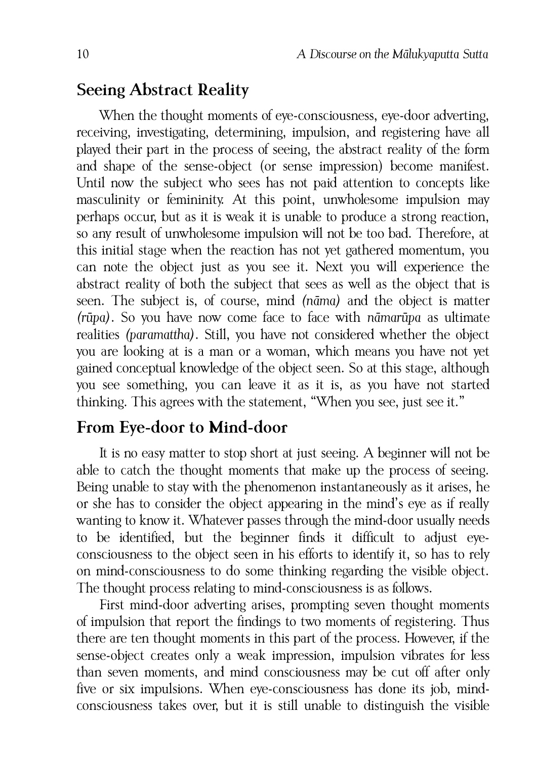## Seeing Abstract Reality

When the thought moments of eye-consciousness, eye-door adverting, receiving, investigating, determining, impulsion, and registering have all played their part in the process of seeing, the abstract reality of the form and shape of the sense-object (or sense impression) become manifest. Until now the subject who sees has not paid attention to concepts like masculinity or femininity. At this point, unwholesome impulsion may perhaps occur, but as it is weak it is unable to produce a strong reaction, so any result of unwholesome impulsion will not be too bad. Therefore, at this initial stage when the reaction has not yet gathered momentum, you can note the object just as you see it. Next you will experience the abstract reality of both the subject that sees as well as the object that is seen. The subject is, of course, mind *(nāma)* and the object is matter *(rūpa)*. So you have now come face to face with *nāmarūpa* as ultimate realities *(paramattha)*. Still, you have not considered whether the object you are looking at is a man or a woman, which means you have not yet gained conceptual knowledge of the object seen. So at this stage, although you see something, you can leave it as it is, as you have not started thinking. This agrees with the statement, "When you see, just see it."

## From Eye-door to Mind-door

It is no easy matter to stop short at just seeing. A beginner will not be able to catch the thought moments that make up the process of seeing. Being unable to stay with the phenomenon instantaneously as it arises, he or she has to consider the object appearing in the mind's eye as if really wanting to know it. Whatever passes through the mind-door usually needs to be identified, but the beginner finds it difficult to adjust eye-consciousness to the object seen in his efforts to identify it, so has to rely on mind-consciousness to do some thinking regarding the visible object. The thought process relating to mind-consciousness is as follows.

First mind-door adverting arises, prompting seven thought moments of impulsion that report the findings to two moments of registering. Thus there are ten thought moments in this part of the process. However, if the sense-object creates only a weak impression, impulsion vibrates for less than seven moments, and mind consciousness may be cut off after only five or six impulsions. When eye-consciousness has done its job, mind-consciousness takes over, but it is still unable to distinguish the visible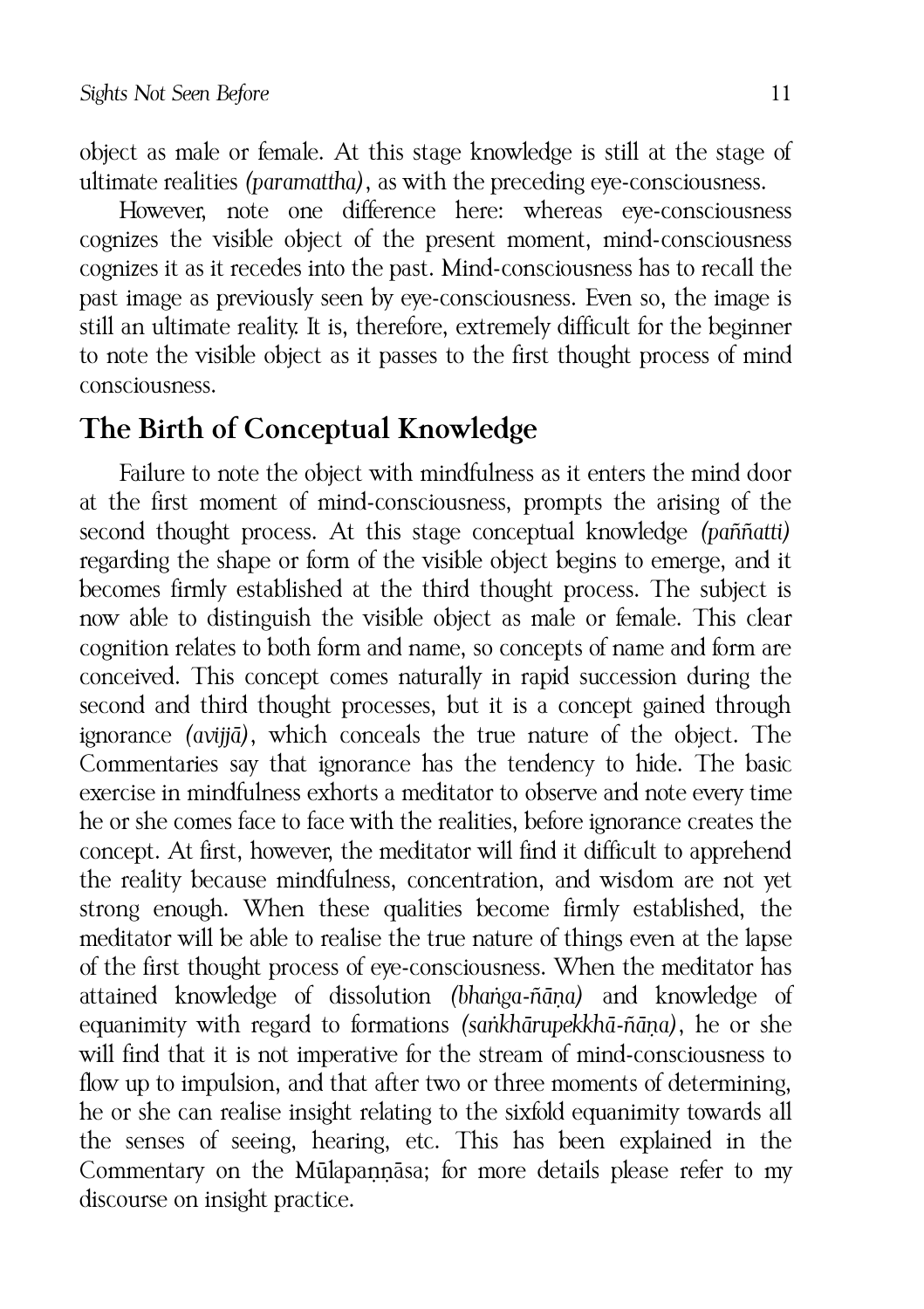object as male or female. At this stage knowledge is still at the stage of ultimate realities *(paramattha)*, as with the preceding eye-consciousness.

However, note one difference here: whereas eye-consciousness cognizes the visible object of the present moment, mind-consciousness cognizes it as it recedes into the past. Mind-consciousness has to recall the past image as previously seen by eye-consciousness. Even so, the image is still an ultimate reality. It is, therefore, extremely difficult for the beginner to note the visible object as it passes to the first thought process of mind consciousness.

## The Birth of Conceptual Knowledge

Failure to note the object with mindfulness as it enters the mind door at the first moment of mind-consciousness, prompts the arising of the second thought process. At this stage conceptual knowledge *(paññatti)* regarding the shape or form of the visible object begins to emerge, and it becomes firmly established at the third thought process. The subject is now able to distinguish the visible object as male or female. This clear cognition relates to both form and name, so concepts of name and form are conceived. This concept comes naturally in rapid succession during the second and third thought processes, but it is a concept gained through ignorance *(avijjā)*, which conceals the true nature of the object. The Commentaries say that ignorance has the tendency to hide. The basic exercise in mindfulness exhorts a meditator to observe and note every time he or she comes face to face with the realities, before ignorance creates the concept. At first, however, the meditator will find it difficult to apprehend the reality because mindfulness, concentration, and wisdom are not yet strong enough. When these qualities become firmly established, the meditator will be able to realise the true nature of things even at the lapse of the first thought process of eye-consciousness. When the meditator has attained knowledge of dissolution *(bhaṅga-ñāṇa)* and knowledge of equanimity with regard to formations *(saṅkhārupekkhā-ñāṇa)*, he or she will find that it is not imperative for the stream of mind-consciousness to flow up to impulsion, and that after two or three moments of determining, he or she can realise insight relating to the sixfold equanimity towards all the senses of seeing, hearing, etc. This has been explained in the Commentary on the Mūlapaṇṇāsa; for more details please refer to my discourse on insight practice.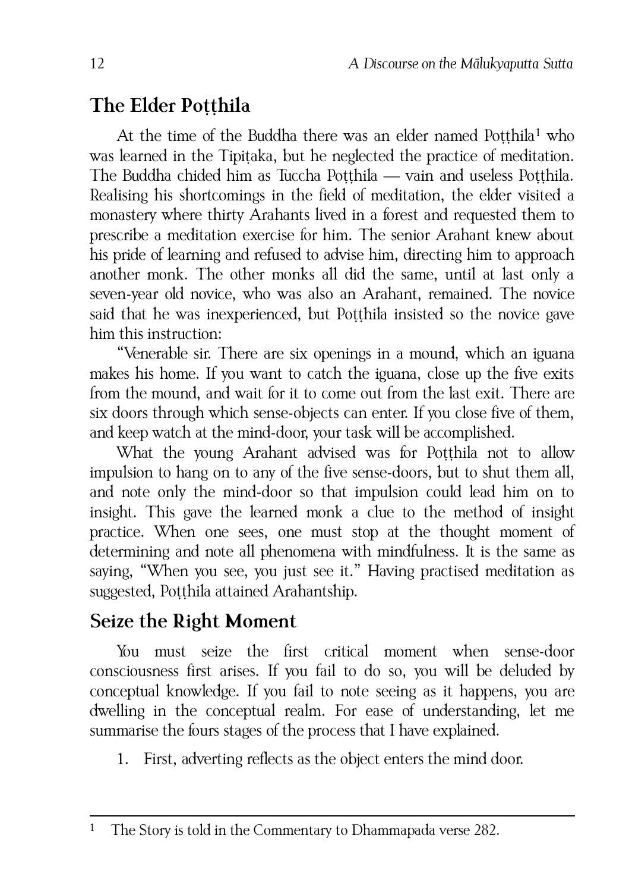## The Elder Poṭṭhila

At the time of the Buddha there was an elder named Poṭṭhila[1] who was learned in the Tipiṭaka, but he neglected the practice of meditation. The Buddha chided him as Tuccha Poṭṭhila — vain and useless Poṭṭhila. Realising his shortcomings in the field of meditation, the elder visited a monastery where thirty Arahants lived in a forest and requested them to prescribe a meditation exercise for him. The senior Arahant knew about his pride of learning and refused to advise him, directing him to approach another monk. The other monks all did the same, until at last only a seven-year old novice, who was also an Arahant, remained. The novice said that he was inexperienced, but Poṭṭhila insisted so the novice gave him this instruction:

"Venerable sir. There are six openings in a mound, which an iguana makes his home. If you want to catch the iguana, close up the five exits from the mound, and wait for it to come out from the last exit. There are six doors through which sense-objects can enter. If you close five of them, and keep watch at the mind-door, your task will be accomplished.

What the young Arahant advised was for Poṭṭhila not to allow impulsion to hang on to any of the five sense-doors, but to shut them all, and note only the mind-door so that impulsion could lead him on to insight. This gave the learned monk a clue to the method of insight practice. When one sees, one must stop at the thought moment of determining and note all phenomena with mindfulness. It is the same as saying, "When you see, you just see it." Having practised meditation as suggested, Poṭṭhila attained Arahantship.

## Seize the Right Moment

You must seize the first critical moment when sense-door consciousness first arises. If you fail to do so, you will be deluded by conceptual knowledge. If you fail to note seeing as it happens, you are dwelling in the conceptual realm. For ease of understanding, let me summarise the fours stages of the process that I have explained.

1. First, adverting reflects as the object enters the mind door.

---

[1] The Story is told in the Commentary to Dhammapada verse 282.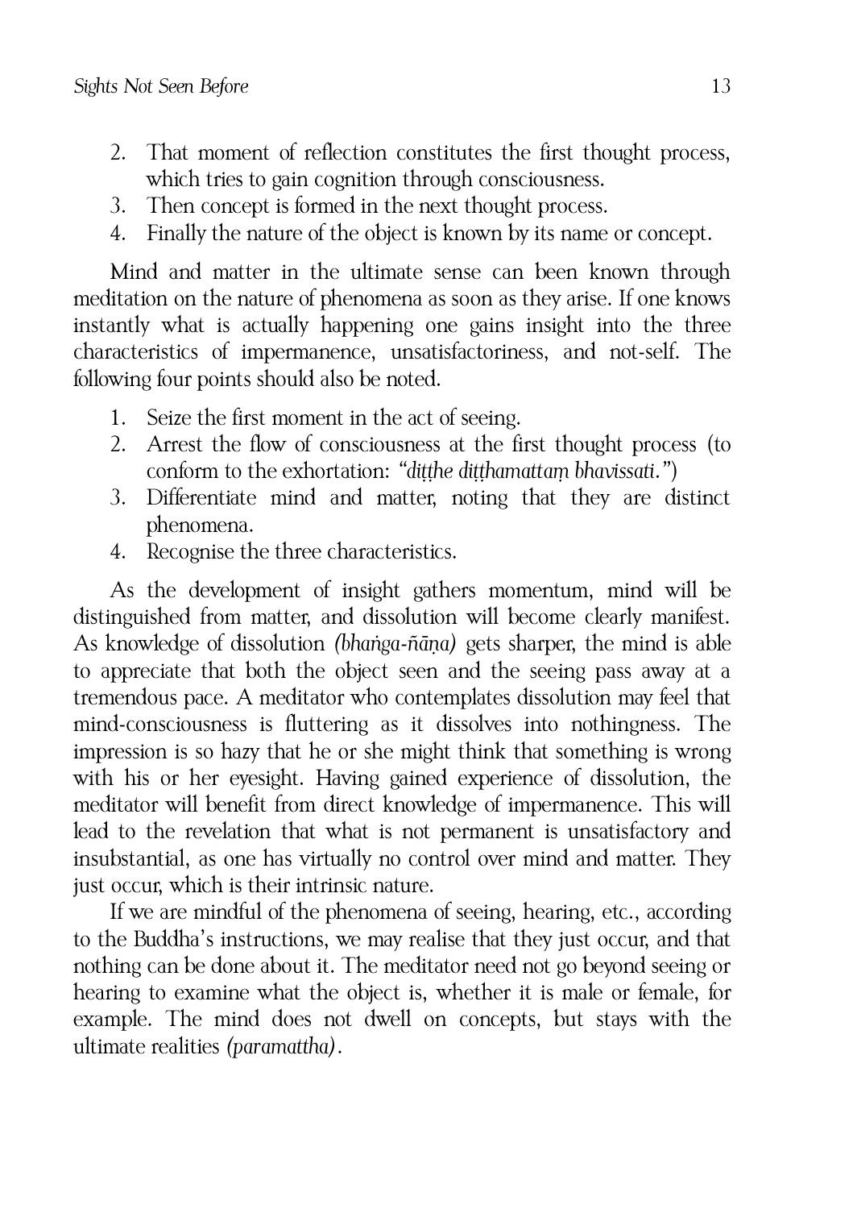2. That moment of reflection constitutes the first thought process, which tries to gain cognition through consciousness.
3. Then concept is formed in the next thought process.
4. Finally the nature of the object is known by its name or concept.

Mind and matter in the ultimate sense can been known through meditation on the nature of phenomena as soon as they arise. If one knows instantly what is actually happening one gains insight into the three characteristics of impermanence, unsatisfactoriness, and not-self. The following four points should also be noted.

1. Seize the first moment in the act of seeing.
2. Arrest the flow of consciousness at the first thought process (to conform to the exhortation: *"diṭṭhe diṭṭhamattaṃ bhavissati."*)
3. Differentiate mind and matter, noting that they are distinct phenomena.
4. Recognise the three characteristics.

As the development of insight gathers momentum, mind will be distinguished from matter, and dissolution will become clearly manifest. As knowledge of dissolution *(bhaṅga-ñāṇa)* gets sharper, the mind is able to appreciate that both the object seen and the seeing pass away at a tremendous pace. A meditator who contemplates dissolution may feel that mind-consciousness is fluttering as it dissolves into nothingness. The impression is so hazy that he or she might think that something is wrong with his or her eyesight. Having gained experience of dissolution, the meditator will benefit from direct knowledge of impermanence. This will lead to the revelation that what is not permanent is unsatisfactory and insubstantial, as one has virtually no control over mind and matter. They just occur, which is their intrinsic nature.

If we are mindful of the phenomena of seeing, hearing, etc., according to the Buddha's instructions, we may realise that they just occur, and that nothing can be done about it. The meditator need not go beyond seeing or hearing to examine what the object is, whether it is male or female, for example. The mind does not dwell on concepts, but stays with the ultimate realities *(paramattha)*.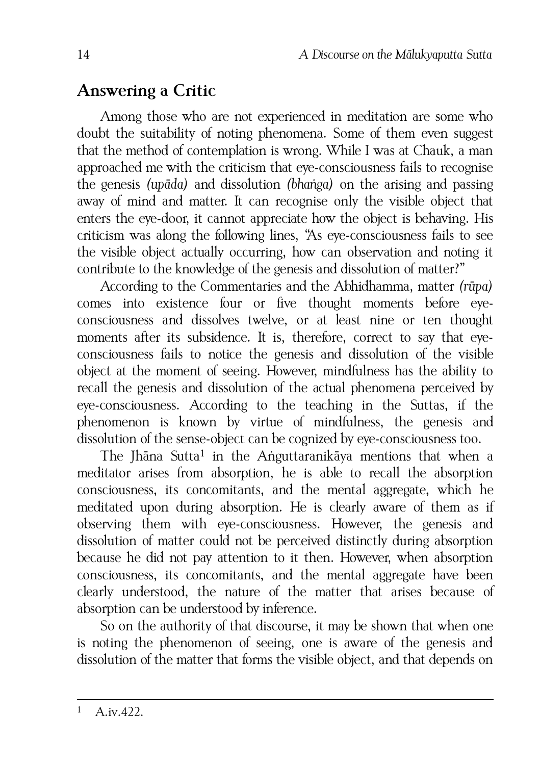## Answering a Critic

Among those who are not experienced in meditation are some who doubt the suitability of noting phenomena. Some of them even suggest that the method of contemplation is wrong. While I was at Chauk, a man approached me with the criticism that eye-consciousness fails to recognise the genesis *(upāda)* and dissolution *(bhaṅga)* on the arising and passing away of mind and matter. It can recognise only the visible object that enters the eye-door, it cannot appreciate how the object is behaving. His criticism was along the following lines, "As eye-consciousness fails to see the visible object actually occurring, how can observation and noting it contribute to the knowledge of the genesis and dissolution of matter?"

According to the Commentaries and the Abhidhamma, matter *(rūpa)* comes into existence four or five thought moments before eye-consciousness and dissolves twelve, or at least nine or ten thought moments after its subsidence. It is, therefore, correct to say that eye-consciousness fails to notice the genesis and dissolution of the visible object at the moment of seeing. However, mindfulness has the ability to recall the genesis and dissolution of the actual phenomena perceived by eye-consciousness. According to the teaching in the Suttas, if the phenomenon is known by virtue of mindfulness, the genesis and dissolution of the sense-object can be cognized by eye-consciousness too.

The Jhāna Sutta[1] in the Aṅguttaranikāya mentions that when a meditator arises from absorption, he is able to recall the absorption consciousness, its concomitants, and the mental aggregate, which he meditated upon during absorption. He is clearly aware of them as if observing them with eye-consciousness. However, the genesis and dissolution of matter could not be perceived distinctly during absorption because he did not pay attention to it then. However, when absorption consciousness, its concomitants, and the mental aggregate have been clearly understood, the nature of the matter that arises because of absorption can be understood by inference.

So on the authority of that discourse, it may be shown that when one is noting the phenomenon of seeing, one is aware of the genesis and dissolution of the matter that forms the visible object, and that depends on

---

[1] A.iv.422.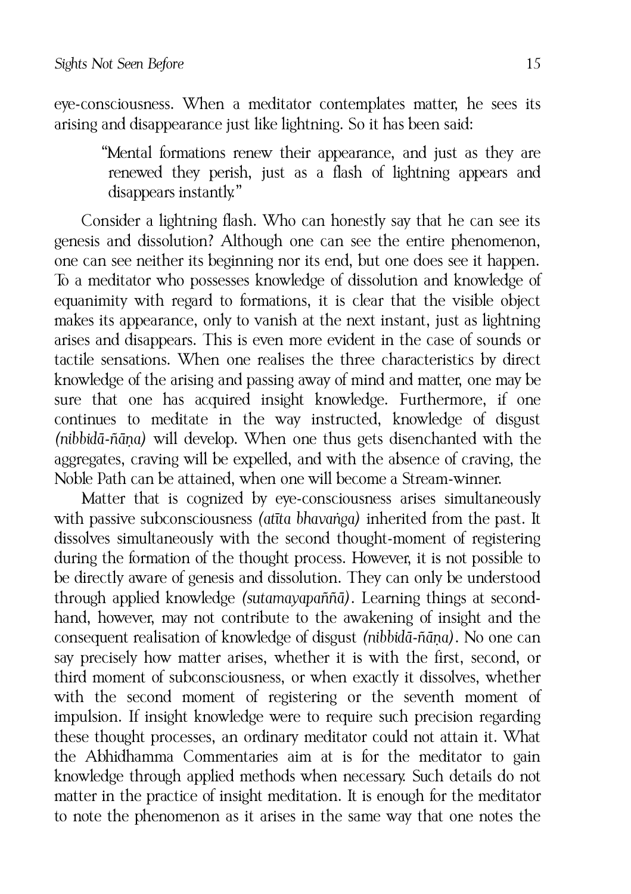eye-consciousness. When a meditator contemplates matter, he sees its arising and disappearance just like lightning. So it has been said:

> "Mental formations renew their appearance, and just as they are renewed they perish, just as a flash of lightning appears and disappears instantly."

Consider a lightning flash. Who can honestly say that he can see its genesis and dissolution? Although one can see the entire phenomenon, one can see neither its beginning nor its end, but one does see it happen. To a meditator who possesses knowledge of dissolution and knowledge of equanimity with regard to formations, it is clear that the visible object makes its appearance, only to vanish at the next instant, just as lightning arises and disappears. This is even more evident in the case of sounds or tactile sensations. When one realises the three characteristics by direct knowledge of the arising and passing away of mind and matter, one may be sure that one has acquired insight knowledge. Furthermore, if one continues to meditate in the way instructed, knowledge of disgust *(nibbidā-ñāṇa)* will develop. When one thus gets disenchanted with the aggregates, craving will be expelled, and with the absence of craving, the Noble Path can be attained, when one will become a Stream-winner.

Matter that is cognized by eye-consciousness arises simultaneously with passive subconsciousness *(atīta bhavaṅga)* inherited from the past. It dissolves simultaneously with the second thought-moment of registering during the formation of the thought process. However, it is not possible to be directly aware of genesis and dissolution. They can only be understood through applied knowledge *(sutamayapaññā)*. Learning things at second-hand, however, may not contribute to the awakening of insight and the consequent realisation of knowledge of disgust *(nibbidā-ñāṇa)*. No one can say precisely how matter arises, whether it is with the first, second, or third moment of subconsciousness, or when exactly it dissolves, whether with the second moment of registering or the seventh moment of impulsion. If insight knowledge were to require such precision regarding these thought processes, an ordinary meditator could not attain it. What the Abhidhamma Commentaries aim at is for the meditator to gain knowledge through applied methods when necessary. Such details do not matter in the practice of insight meditation. It is enough for the meditator to note the phenomenon as it arises in the same way that one notes the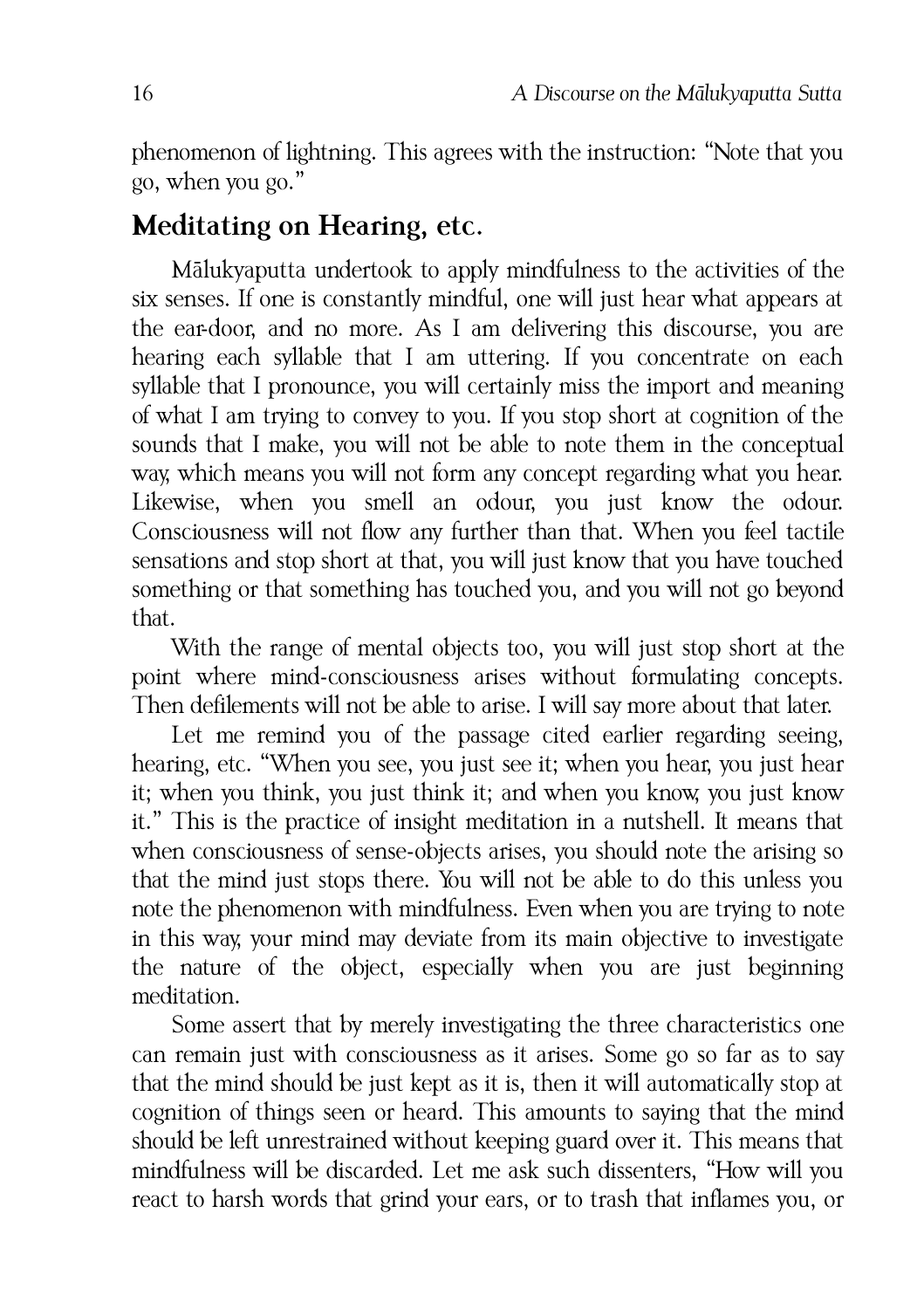phenomenon of lightning. This agrees with the instruction: "Note that you go, when you go."

## Meditating on Hearing, etc.

Mālukyaputta undertook to apply mindfulness to the activities of the six senses. If one is constantly mindful, one will just hear what appears at the ear-door, and no more. As I am delivering this discourse, you are hearing each syllable that I am uttering. If you concentrate on each syllable that I pronounce, you will certainly miss the import and meaning of what I am trying to convey to you. If you stop short at cognition of the sounds that I make, you will not be able to note them in the conceptual way, which means you will not form any concept regarding what you hear. Likewise, when you smell an odour, you just know the odour. Consciousness will not flow any further than that. When you feel tactile sensations and stop short at that, you will just know that you have touched something or that something has touched you, and you will not go beyond that.

With the range of mental objects too, you will just stop short at the point where mind-consciousness arises without formulating concepts. Then defilements will not be able to arise. I will say more about that later.

Let me remind you of the passage cited earlier regarding seeing, hearing, etc. "When you see, you just see it; when you hear, you just hear it; when you think, you just think it; and when you know, you just know it." This is the practice of insight meditation in a nutshell. It means that when consciousness of sense-objects arises, you should note the arising so that the mind just stops there. You will not be able to do this unless you note the phenomenon with mindfulness. Even when you are trying to note in this way, your mind may deviate from its main objective to investigate the nature of the object, especially when you are just beginning meditation.

Some assert that by merely investigating the three characteristics one can remain just with consciousness as it arises. Some go so far as to say that the mind should be just kept as it is, then it will automatically stop at cognition of things seen or heard. This amounts to saying that the mind should be left unrestrained without keeping guard over it. This means that mindfulness will be discarded. Let me ask such dissenters, "How will you react to harsh words that grind your ears, or to trash that inflames you, or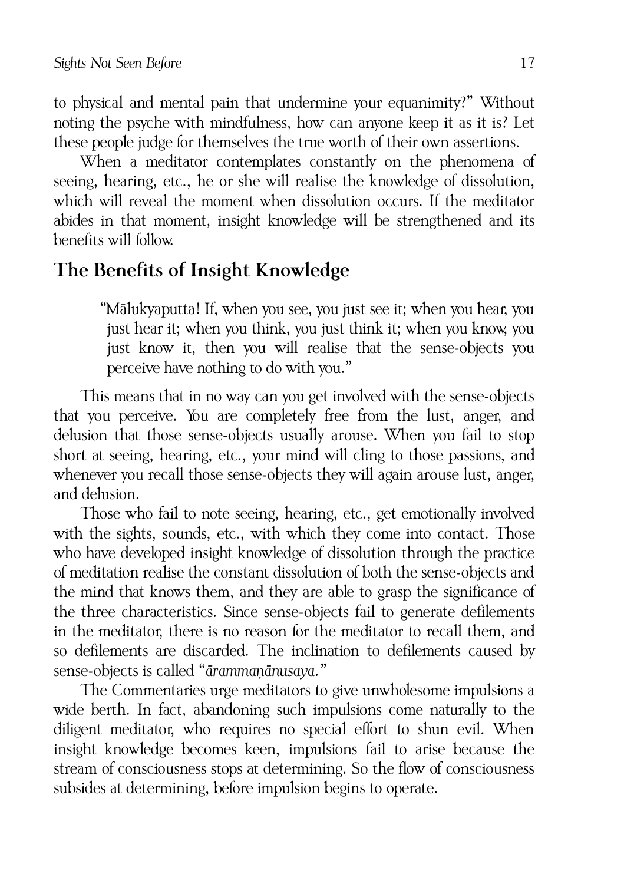to physical and mental pain that undermine your equanimity?" Without noting the psyche with mindfulness, how can anyone keep it as it is? Let these people judge for themselves the true worth of their own assertions.

When a meditator contemplates constantly on the phenomena of seeing, hearing, etc., he or she will realise the knowledge of dissolution, which will reveal the moment when dissolution occurs. If the meditator abides in that moment, insight knowledge will be strengthened and its benefits will follow.

## The Benefits of Insight Knowledge

> "Mālukyaputta! If, when you see, you just see it; when you hear, you just hear it; when you think, you just think it; when you know, you just know it, then you will realise that the sense-objects you perceive have nothing to do with you."

This means that in no way can you get involved with the sense-objects that you perceive. You are completely free from the lust, anger, and delusion that those sense-objects usually arouse. When you fail to stop short at seeing, hearing, etc., your mind will cling to those passions, and whenever you recall those sense-objects they will again arouse lust, anger, and delusion.

Those who fail to note seeing, hearing, etc., get emotionally involved with the sights, sounds, etc., with which they come into contact. Those who have developed insight knowledge of dissolution through the practice of meditation realise the constant dissolution of both the sense-objects and the mind that knows them, and they are able to grasp the significance of the three characteristics. Since sense-objects fail to generate defilements in the meditator, there is no reason for the meditator to recall them, and so defilements are discarded. The inclination to defilements caused by sense-objects is called "*ārammaṇānusaya*."

The Commentaries urge meditators to give unwholesome impulsions a wide berth. In fact, abandoning such impulsions come naturally to the diligent meditator, who requires no special effort to shun evil. When insight knowledge becomes keen, impulsions fail to arise because the stream of consciousness stops at determining. So the flow of consciousness subsides at determining, before impulsion begins to operate.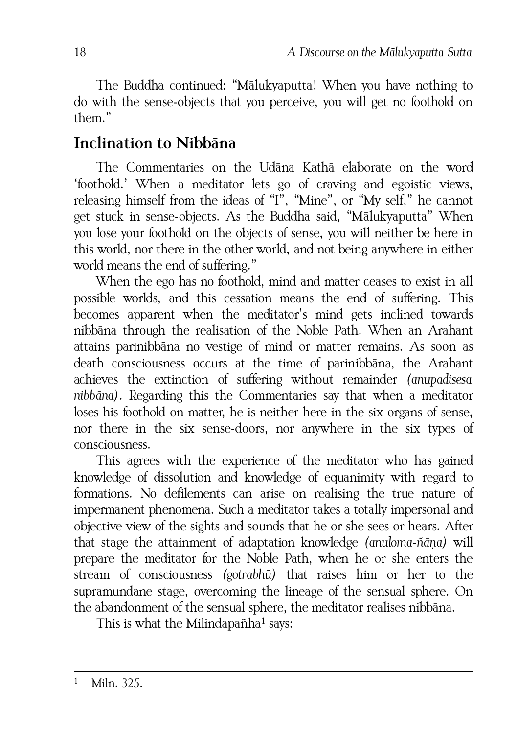The Buddha continued: "Mālukyaputta! When you have nothing to do with the sense-objects that you perceive, you will get no foothold on them."

## Inclination to Nibbāna

The Commentaries on the Udāna Kathā elaborate on the word 'foothold.' When a meditator lets go of craving and egoistic views, releasing himself from the ideas of "I", "Mine", or "My self," he cannot get stuck in sense-objects. As the Buddha said, "Mālukyaputta" When you lose your foothold on the objects of sense, you will neither be here in this world, nor there in the other world, and not being anywhere in either world means the end of suffering."

When the ego has no foothold, mind and matter ceases to exist in all possible worlds, and this cessation means the end of suffering. This becomes apparent when the meditator's mind gets inclined towards nibbāna through the realisation of the Noble Path. When an Arahant attains parinibbāna no vestige of mind or matter remains. As soon as death consciousness occurs at the time of parinibbāna, the Arahant achieves the extinction of suffering without remainder *(anupadisesa nibbāna)*. Regarding this the Commentaries say that when a meditator loses his foothold on matter, he is neither here in the six organs of sense, nor there in the six sense-doors, nor anywhere in the six types of consciousness.

This agrees with the experience of the meditator who has gained knowledge of dissolution and knowledge of equanimity with regard to formations. No defilements can arise on realising the true nature of impermanent phenomena. Such a meditator takes a totally impersonal and objective view of the sights and sounds that he or she sees or hears. After that stage the attainment of adaptation knowledge *(anuloma-ñāṇa)* will prepare the meditator for the Noble Path, when he or she enters the stream of consciousness *(gotrabhū)* that raises him or her to the supramundane stage, overcoming the lineage of the sensual sphere. On the abandonment of the sensual sphere, the meditator realises nibbāna.

This is what the Milindapañha[1] says:

---

[1] Miln. 325.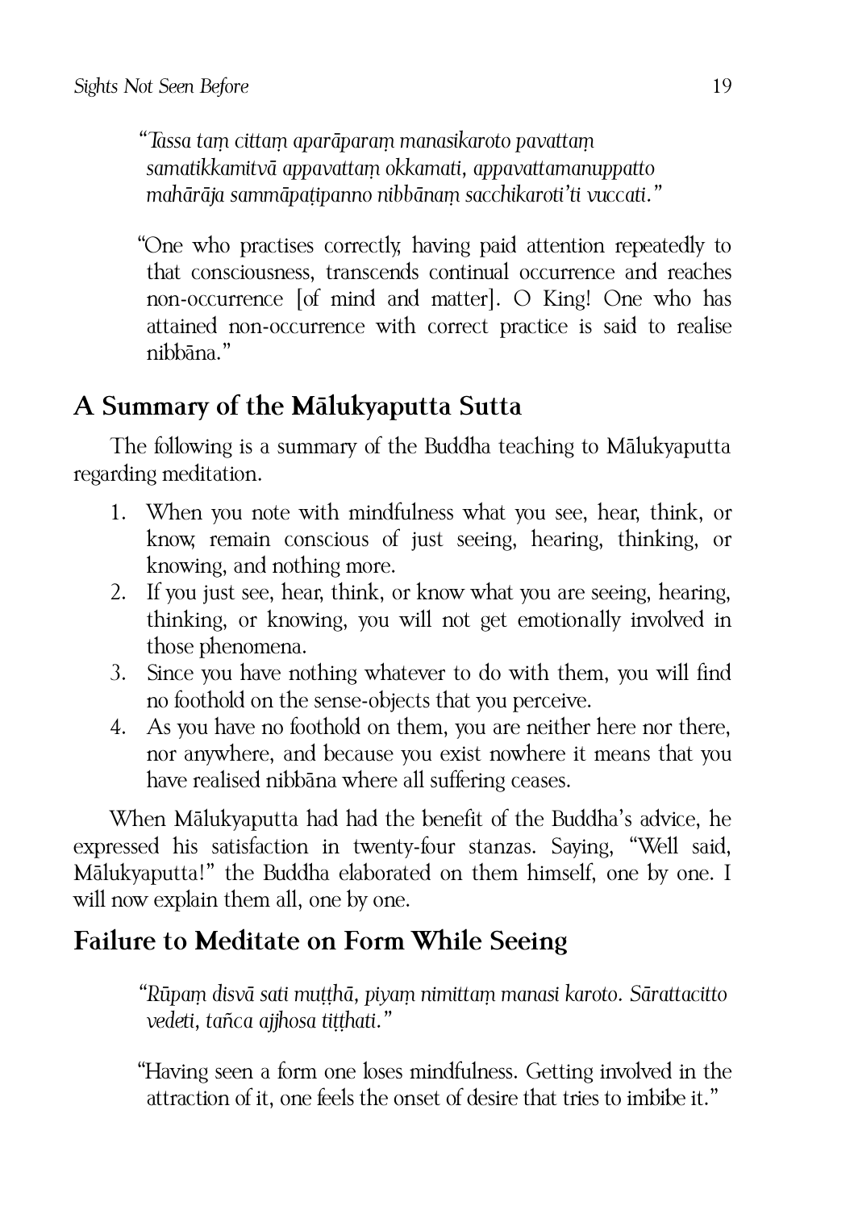*"Tassa taṃ cittaṃ aparāparaṃ manasikaroto pavattaṃ samatikkamitvā appavattaṃ okkamati, appavattamanuppatto mahārāja sammāpaṭipanno nibbānaṃ sacchikaroti'ti vuccati."*

"One who practises correctly, having paid attention repeatedly to that consciousness, transcends continual occurrence and reaches non-occurrence [of mind and matter]. O King! One who has attained non-occurrence with correct practice is said to realise nibbāna."

## A Summary of the Mālukyaputta Sutta

The following is a summary of the Buddha teaching to Mālukyaputta regarding meditation.

1. When you note with mindfulness what you see, hear, think, or know, remain conscious of just seeing, hearing, thinking, or knowing, and nothing more.
2. If you just see, hear, think, or know what you are seeing, hearing, thinking, or knowing, you will not get emotionally involved in those phenomena.
3. Since you have nothing whatever to do with them, you will find no foothold on the sense-objects that you perceive.
4. As you have no foothold on them, you are neither here nor there, nor anywhere, and because you exist nowhere it means that you have realised nibbāna where all suffering ceases.

When Mālukyaputta had had the benefit of the Buddha's advice, he expressed his satisfaction in twenty-four stanzas. Saying, "Well said, Mālukyaputta!" the Buddha elaborated on them himself, one by one. I will now explain them all, one by one.

## Failure to Meditate on Form While Seeing

*"Rūpaṃ disvā sati muṭṭhā, piyaṃ nimittaṃ manasi karoto. Sārattacitto vedeti, tañca ajjhosa tiṭṭhati."*

"Having seen a form one loses mindfulness. Getting involved in the attraction of it, one feels the onset of desire that tries to imbibe it."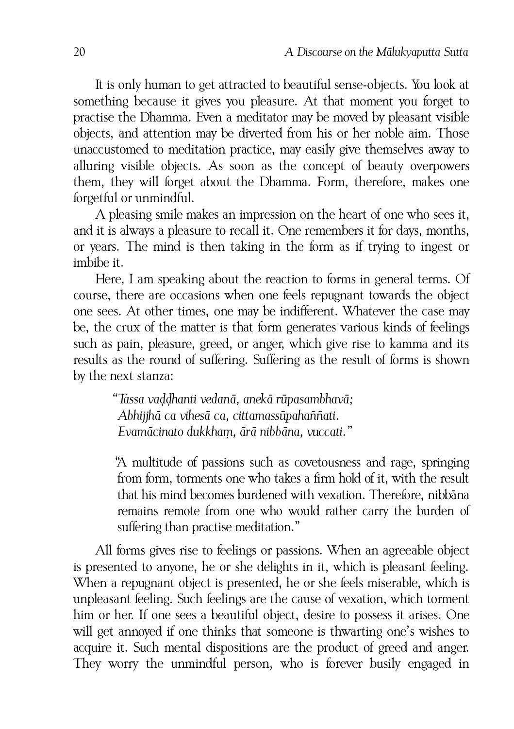It is only human to get attracted to beautiful sense-objects. You look at something because it gives you pleasure. At that moment you forget to practise the Dhamma. Even a meditator may be moved by pleasant visible objects, and attention may be diverted from his or her noble aim. Those unaccustomed to meditation practice, may easily give themselves away to alluring visible objects. As soon as the concept of beauty overpowers them, they will forget about the Dhamma. Form, therefore, makes one forgetful or unmindful.

A pleasing smile makes an impression on the heart of one who sees it, and it is always a pleasure to recall it. One remembers it for days, months, or years. The mind is then taking in the form as if trying to ingest or imbibe it.

Here, I am speaking about the reaction to forms in general terms. Of course, there are occasions when one feels repugnant towards the object one sees. At other times, one may be indifferent. Whatever the case may be, the crux of the matter is that form generates various kinds of feelings such as pain, pleasure, greed, or anger, which give rise to kamma and its results as the round of suffering. Suffering as the result of forms is shown by the next stanza:

> *"Tassa vaḍḍhanti vedanā, anekā rūpasambhavā;*
> *Abhijjhā ca vihesā ca, cittamassūpahaññati.*
> *Evamācinato dukkhaṃ, ārā nibbāna, vuccati."*

> "A multitude of passions such as covetousness and rage, springing from form, torments one who takes a firm hold of it, with the result that his mind becomes burdened with vexation. Therefore, nibbāna remains remote from one who would rather carry the burden of suffering than practise meditation."

All forms gives rise to feelings or passions. When an agreeable object is presented to anyone, he or she delights in it, which is pleasant feeling. When a repugnant object is presented, he or she feels miserable, which is unpleasant feeling. Such feelings are the cause of vexation, which torment him or her. If one sees a beautiful object, desire to possess it arises. One will get annoyed if one thinks that someone is thwarting one's wishes to acquire it. Such mental dispositions are the product of greed and anger. They worry the unmindful person, who is forever busily engaged in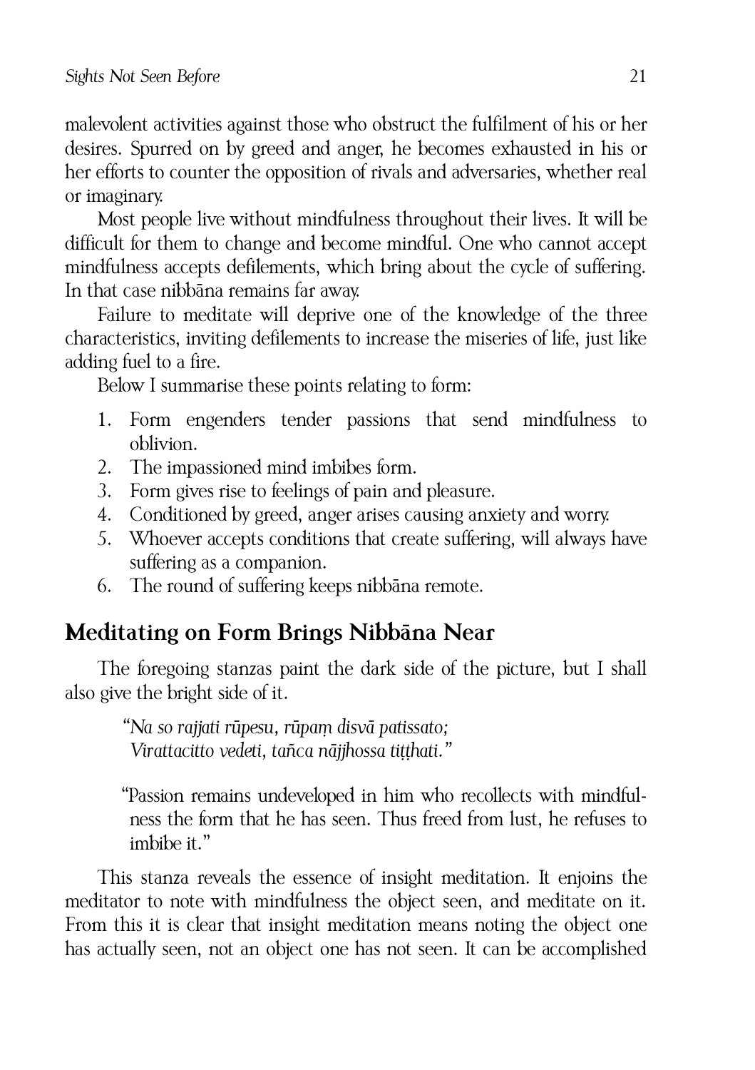malevolent activities against those who obstruct the fulfilment of his or her desires. Spurred on by greed and anger, he becomes exhausted in his or her efforts to counter the opposition of rivals and adversaries, whether real or imaginary.

Most people live without mindfulness throughout their lives. It will be difficult for them to change and become mindful. One who cannot accept mindfulness accepts defilements, which bring about the cycle of suffering. In that case nibbāna remains far away.

Failure to meditate will deprive one of the knowledge of the three characteristics, inviting defilements to increase the miseries of life, just like adding fuel to a fire.

Below I summarise these points relating to form:

1. Form engenders tender passions that send mindfulness to oblivion.
2. The impassioned mind imbibes form.
3. Form gives rise to feelings of pain and pleasure.
4. Conditioned by greed, anger arises causing anxiety and worry.
5. Whoever accepts conditions that create suffering, will always have suffering as a companion.
6. The round of suffering keeps nibbāna remote.

## Meditating on Form Brings Nibbāna Near

The foregoing stanzas paint the dark side of the picture, but I shall also give the bright side of it.

> *"Na so rajjati rūpesu, rūpaṃ disvā patissato;*
> *Virattacitto vedeti, tañca nājjhossa tiṭṭhati."*

> "Passion remains undeveloped in him who recollects with mindfulness the form that he has seen. Thus freed from lust, he refuses to imbibe it."

This stanza reveals the essence of insight meditation. It enjoins the meditator to note with mindfulness the object seen, and meditate on it. From this it is clear that insight meditation means noting the object one has actually seen, not an object one has not seen. It can be accomplished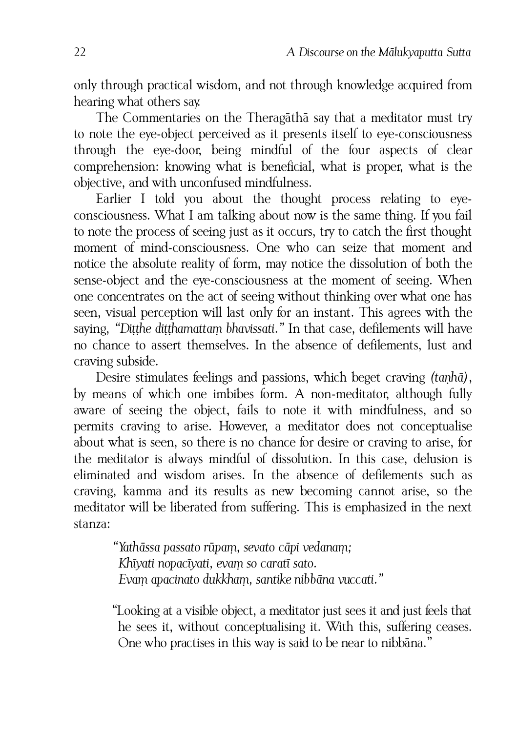only through practical wisdom, and not through knowledge acquired from hearing what others say.

The Commentaries on the Theragāthā say that a meditator must try to note the eye-object perceived as it presents itself to eye-consciousness through the eye-door, being mindful of the four aspects of clear comprehension: knowing what is beneficial, what is proper, what is the objective, and with unconfused mindfulness.

Earlier I told you about the thought process relating to eye-consciousness. What I am talking about now is the same thing. If you fail to note the process of seeing just as it occurs, try to catch the first thought moment of mind-consciousness. One who can seize that moment and notice the absolute reality of form, may notice the dissolution of both the sense-object and the eye-consciousness at the moment of seeing. When one concentrates on the act of seeing without thinking over what one has seen, visual perception will last only for an instant. This agrees with the saying, *"Diṭṭhe diṭṭhamattaṃ bhavissati."* In that case, defilements will have no chance to assert themselves. In the absence of defilements, lust and craving subside.

Desire stimulates feelings and passions, which beget craving *(taṇhā)*, by means of which one imbibes form. A non-meditator, although fully aware of seeing the object, fails to note it with mindfulness, and so permits craving to arise. However, a meditator does not conceptualise about what is seen, so there is no chance for desire or craving to arise, for the meditator is always mindful of dissolution. In this case, delusion is eliminated and wisdom arises. In the absence of defilements such as craving, kamma and its results as new becoming cannot arise, so the meditator will be liberated from suffering. This is emphasized in the next stanza:

> *"Yathāssa passato rūpaṃ, sevato cāpi vedanaṃ;*
> *Khīyati nopacīyati, evaṃ so caratī sato.*
> *Evaṃ apacinato dukkhaṃ, santike nibbāna vuccati."*

> "Looking at a visible object, a meditator just sees it and just feels that he sees it, without conceptualising it. With this, suffering ceases. One who practises in this way is said to be near to nibbāna."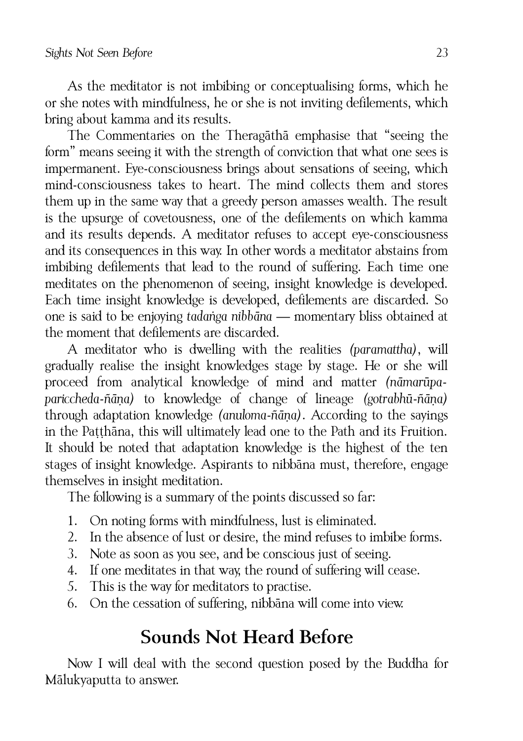As the meditator is not imbibing or conceptualising forms, which he or she notes with mindfulness, he or she is not inviting defilements, which bring about kamma and its results.

The Commentaries on the Theragāthā emphasise that "seeing the form" means seeing it with the strength of conviction that what one sees is impermanent. Eye-consciousness brings about sensations of seeing, which mind-consciousness takes to heart. The mind collects them and stores them up in the same way that a greedy person amasses wealth. The result is the upsurge of covetousness, one of the defilements on which kamma and its results depends. A meditator refuses to accept eye-consciousness and its consequences in this way. In other words a meditator abstains from imbibing defilements that lead to the round of suffering. Each time one meditates on the phenomenon of seeing, insight knowledge is developed. Each time insight knowledge is developed, defilements are discarded. So one is said to be enjoying *tadaṅga nibbāna* — momentary bliss obtained at the moment that defilements are discarded.

A meditator who is dwelling with the realities *(paramattha)*, will gradually realise the insight knowledges stage by stage. He or she will proceed from analytical knowledge of mind and matter *(nāmarūpa-pariccheda-ñāṇa)* to knowledge of change of lineage *(gotrabhū-ñāṇa)* through adaptation knowledge *(anuloma-ñāṇa)*. According to the sayings in the Paṭṭhāna, this will ultimately lead one to the Path and its Fruition. It should be noted that adaptation knowledge is the highest of the ten stages of insight knowledge. Aspirants to nibbāna must, therefore, engage themselves in insight meditation.

The following is a summary of the points discussed so far:

1. On noting forms with mindfulness, lust is eliminated.
2. In the absence of lust or desire, the mind refuses to imbibe forms.
3. Note as soon as you see, and be conscious just of seeing.
4. If one meditates in that way, the round of suffering will cease.
5. This is the way for meditators to practise.
6. On the cessation of suffering, nibbāna will come into view.

## Sounds Not Heard Before

Now I will deal with the second question posed by the Buddha for Mālukyaputta to answer.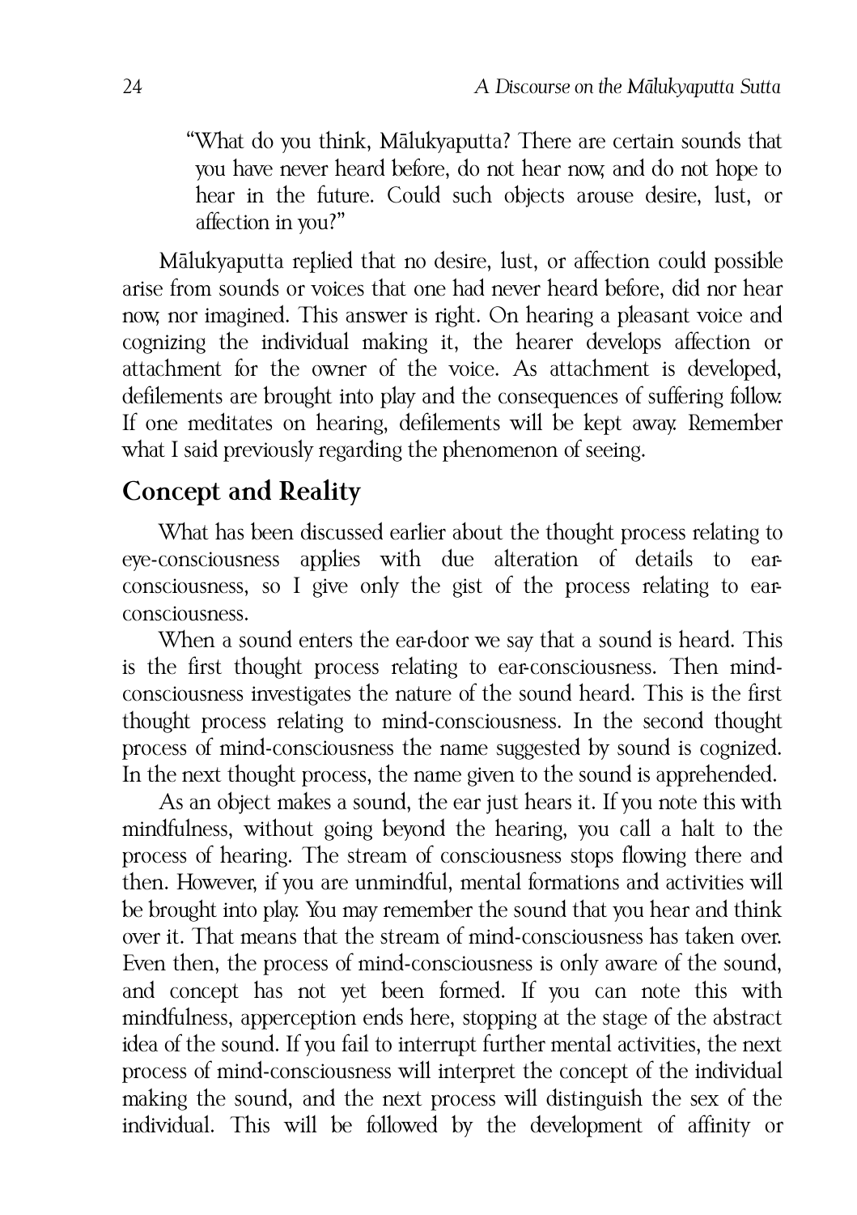"What do you think, Mālukyaputta? There are certain sounds that you have never heard before, do not hear now, and do not hope to hear in the future. Could such objects arouse desire, lust, or affection in you?"

Mālukyaputta replied that no desire, lust, or affection could possible arise from sounds or voices that one had never heard before, did nor hear now, nor imagined. This answer is right. On hearing a pleasant voice and cognizing the individual making it, the hearer develops affection or attachment for the owner of the voice. As attachment is developed, defilements are brought into play and the consequences of suffering follow. If one meditates on hearing, defilements will be kept away. Remember what I said previously regarding the phenomenon of seeing.

## Concept and Reality

What has been discussed earlier about the thought process relating to eye-consciousness applies with due alteration of details to ear-consciousness, so I give only the gist of the process relating to ear-consciousness.

When a sound enters the ear-door we say that a sound is heard. This is the first thought process relating to ear-consciousness. Then mind-consciousness investigates the nature of the sound heard. This is the first thought process relating to mind-consciousness. In the second thought process of mind-consciousness the name suggested by sound is cognized. In the next thought process, the name given to the sound is apprehended.

As an object makes a sound, the ear just hears it. If you note this with mindfulness, without going beyond the hearing, you call a halt to the process of hearing. The stream of consciousness stops flowing there and then. However, if you are unmindful, mental formations and activities will be brought into play. You may remember the sound that you hear and think over it. That means that the stream of mind-consciousness has taken over. Even then, the process of mind-consciousness is only aware of the sound, and concept has not yet been formed. If you can note this with mindfulness, apperception ends here, stopping at the stage of the abstract idea of the sound. If you fail to interrupt further mental activities, the next process of mind-consciousness will interpret the concept of the individual making the sound, and the next process will distinguish the sex of the individual. This will be followed by the development of affinity or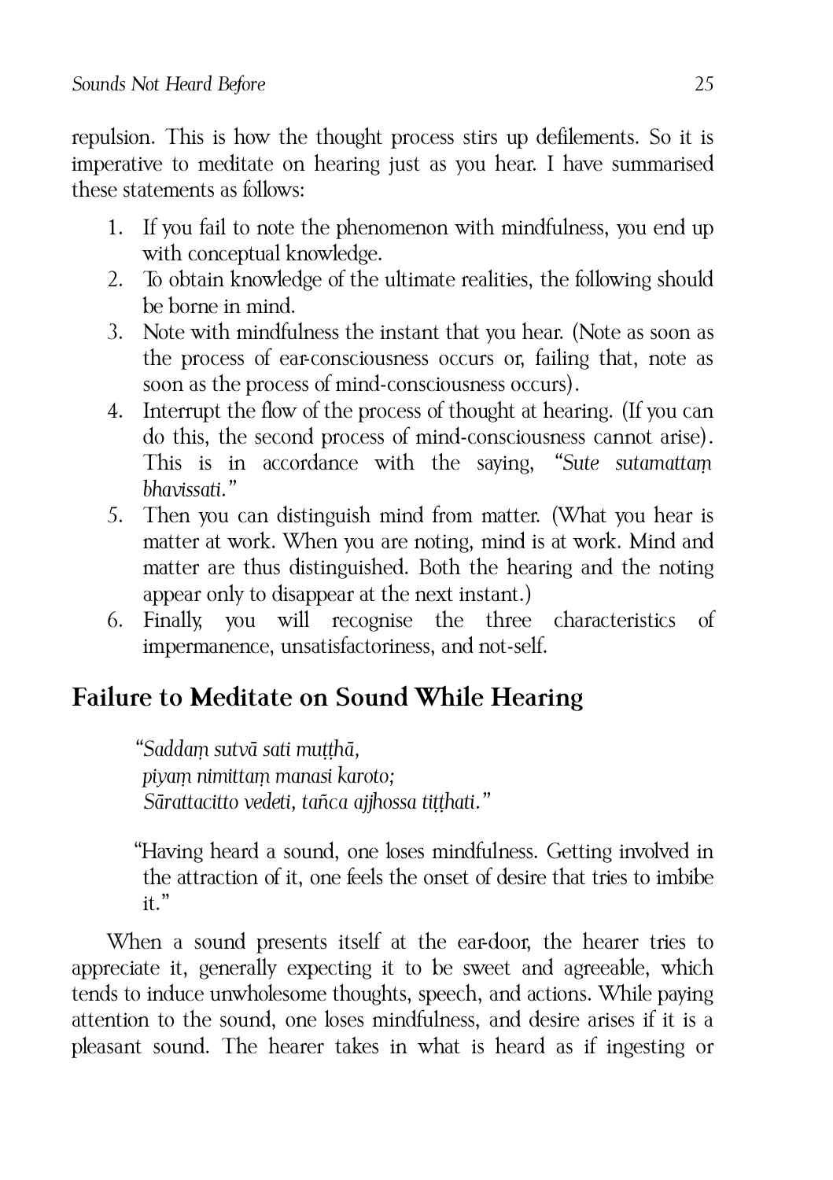repulsion. This is how the thought process stirs up defilements. So it is imperative to meditate on hearing just as you hear. I have summarised these statements as follows:

1. If you fail to note the phenomenon with mindfulness, you end up with conceptual knowledge.
2. To obtain knowledge of the ultimate realities, the following should be borne in mind.
3. Note with mindfulness the instant that you hear. (Note as soon as the process of ear-consciousness occurs or, failing that, note as soon as the process of mind-consciousness occurs).
4. Interrupt the flow of the process of thought at hearing. (If you can do this, the second process of mind-consciousness cannot arise). This is in accordance with the saying, *"Sute sutamattaṃ bhavissati."*
5. Then you can distinguish mind from matter. (What you hear is matter at work. When you are noting, mind is at work. Mind and matter are thus distinguished. Both the hearing and the noting appear only to disappear at the next instant.)
6. Finally, you will recognise the three characteristics of impermanence, unsatisfactoriness, and not-self.

## Failure to Meditate on Sound While Hearing

> *"Saddaṃ sutvā sati muṭṭhā,*
> *piyaṃ nimittaṃ manasi karoto;*
> *Sārattacitto vedeti, tañca ajjhossa tiṭṭhati."*

> "Having heard a sound, one loses mindfulness. Getting involved in the attraction of it, one feels the onset of desire that tries to imbibe it."

When a sound presents itself at the ear-door, the hearer tries to appreciate it, generally expecting it to be sweet and agreeable, which tends to induce unwholesome thoughts, speech, and actions. While paying attention to the sound, one loses mindfulness, and desire arises if it is a pleasant sound. The hearer takes in what is heard as if ingesting or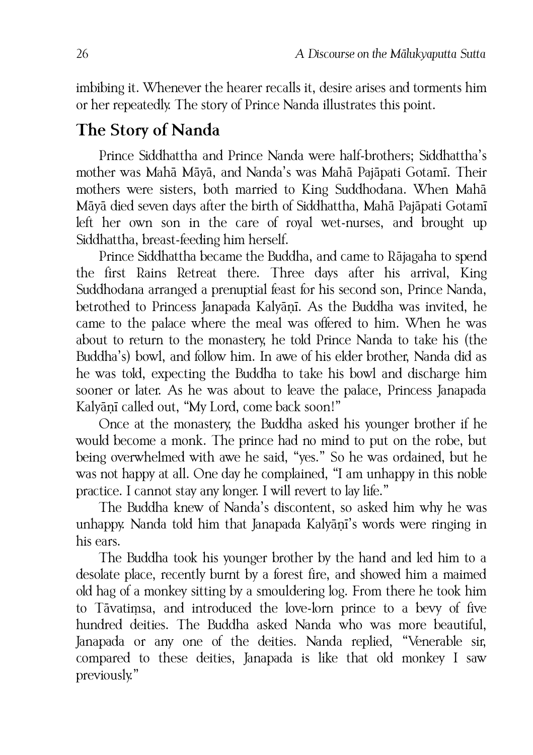imbibing it. Whenever the hearer recalls it, desire arises and torments him or her repeatedly. The story of Prince Nanda illustrates this point.

## The Story of Nanda

Prince Siddhattha and Prince Nanda were half-brothers; Siddhattha's mother was Mahā Māyā, and Nanda's was Mahā Pajāpati Gotamī. Their mothers were sisters, both married to King Suddhodana. When Mahā Māyā died seven days after the birth of Siddhattha, Mahā Pajāpati Gotamī left her own son in the care of royal wet-nurses, and brought up Siddhattha, breast-feeding him herself.

Prince Siddhattha became the Buddha, and came to Rājagaha to spend the first Rains Retreat there. Three days after his arrival, King Suddhodana arranged a prenuptial feast for his second son, Prince Nanda, betrothed to Princess Janapada Kalyāṇī. As the Buddha was invited, he came to the palace where the meal was offered to him. When he was about to return to the monastery, he told Prince Nanda to take his (the Buddha's) bowl, and follow him. In awe of his elder brother, Nanda did as he was told, expecting the Buddha to take his bowl and discharge him sooner or later. As he was about to leave the palace, Princess Janapada Kalyāṇī called out, "My Lord, come back soon!"

Once at the monastery, the Buddha asked his younger brother if he would become a monk. The prince had no mind to put on the robe, but being overwhelmed with awe he said, "yes." So he was ordained, but he was not happy at all. One day he complained, "I am unhappy in this noble practice. I cannot stay any longer. I will revert to lay life."

The Buddha knew of Nanda's discontent, so asked him why he was unhappy. Nanda told him that Janapada Kalyāṇī's words were ringing in his ears.

The Buddha took his younger brother by the hand and led him to a desolate place, recently burnt by a forest fire, and showed him a maimed old hag of a monkey sitting by a smouldering log. From there he took him to Tāvatiṃsa, and introduced the love-lorn prince to a bevy of five hundred deities. The Buddha asked Nanda who was more beautiful, Janapada or any one of the deities. Nanda replied, "Venerable sir, compared to these deities, Janapada is like that old monkey I saw previously."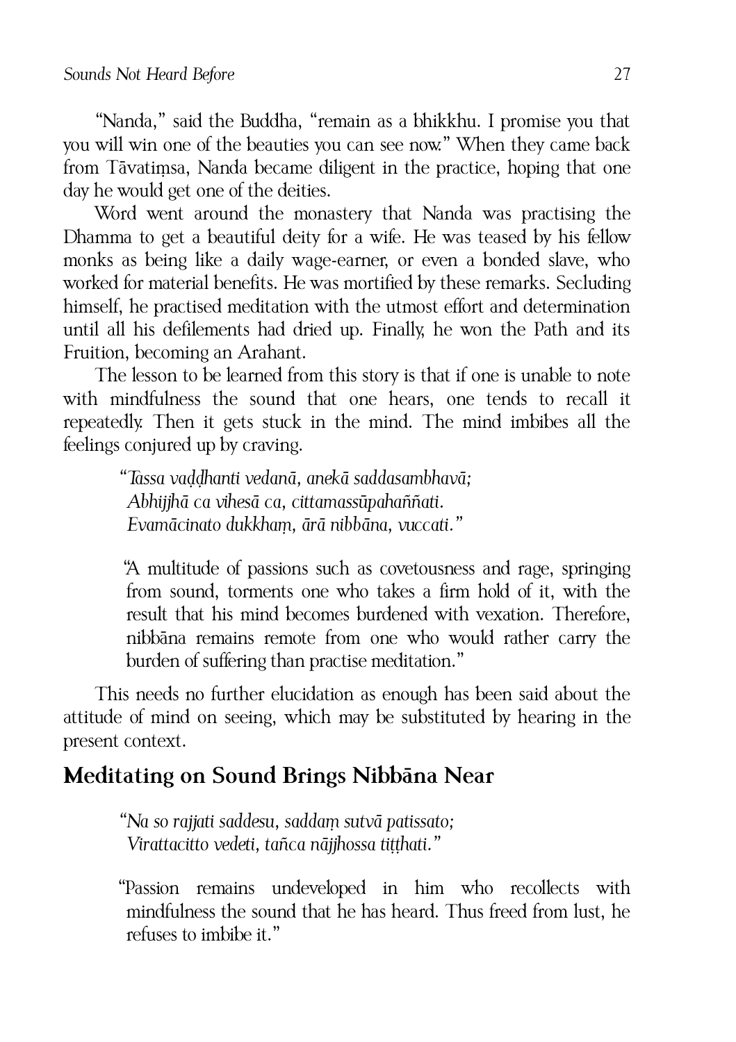"Nanda," said the Buddha, "remain as a bhikkhu. I promise you that you will win one of the beauties you can see now." When they came back from Tāvatiṃsa, Nanda became diligent in the practice, hoping that one day he would get one of the deities.

Word went around the monastery that Nanda was practising the Dhamma to get a beautiful deity for a wife. He was teased by his fellow monks as being like a daily wage-earner, or even a bonded slave, who worked for material benefits. He was mortified by these remarks. Secluding himself, he practised meditation with the utmost effort and determination until all his defilements had dried up. Finally, he won the Path and its Fruition, becoming an Arahant.

The lesson to be learned from this story is that if one is unable to note with mindfulness the sound that one hears, one tends to recall it repeatedly. Then it gets stuck in the mind. The mind imbibes all the feelings conjured up by craving.

> *"Tassa vaḍḍhanti vedanā, anekā saddasambhavā;*
> *Abhijjhā ca vihesā ca, cittamassūpahaññati.*
> *Evamācinato dukkhaṃ, ārā nibbāna, vuccati."*
>
> "A multitude of passions such as covetousness and rage, springing from sound, torments one who takes a firm hold of it, with the result that his mind becomes burdened with vexation. Therefore, nibbāna remains remote from one who would rather carry the burden of suffering than practise meditation."

This needs no further elucidation as enough has been said about the attitude of mind on seeing, which may be substituted by hearing in the present context.

## Meditating on Sound Brings Nibbāna Near

> *"Na so rajjati saddesu, saddaṃ sutvā patissato;*
> *Virattacitto vedeti, tañca nājjhossa tiṭṭhati."*
>
> "Passion remains undeveloped in him who recollects with mindfulness the sound that he has heard. Thus freed from lust, he refuses to imbibe it."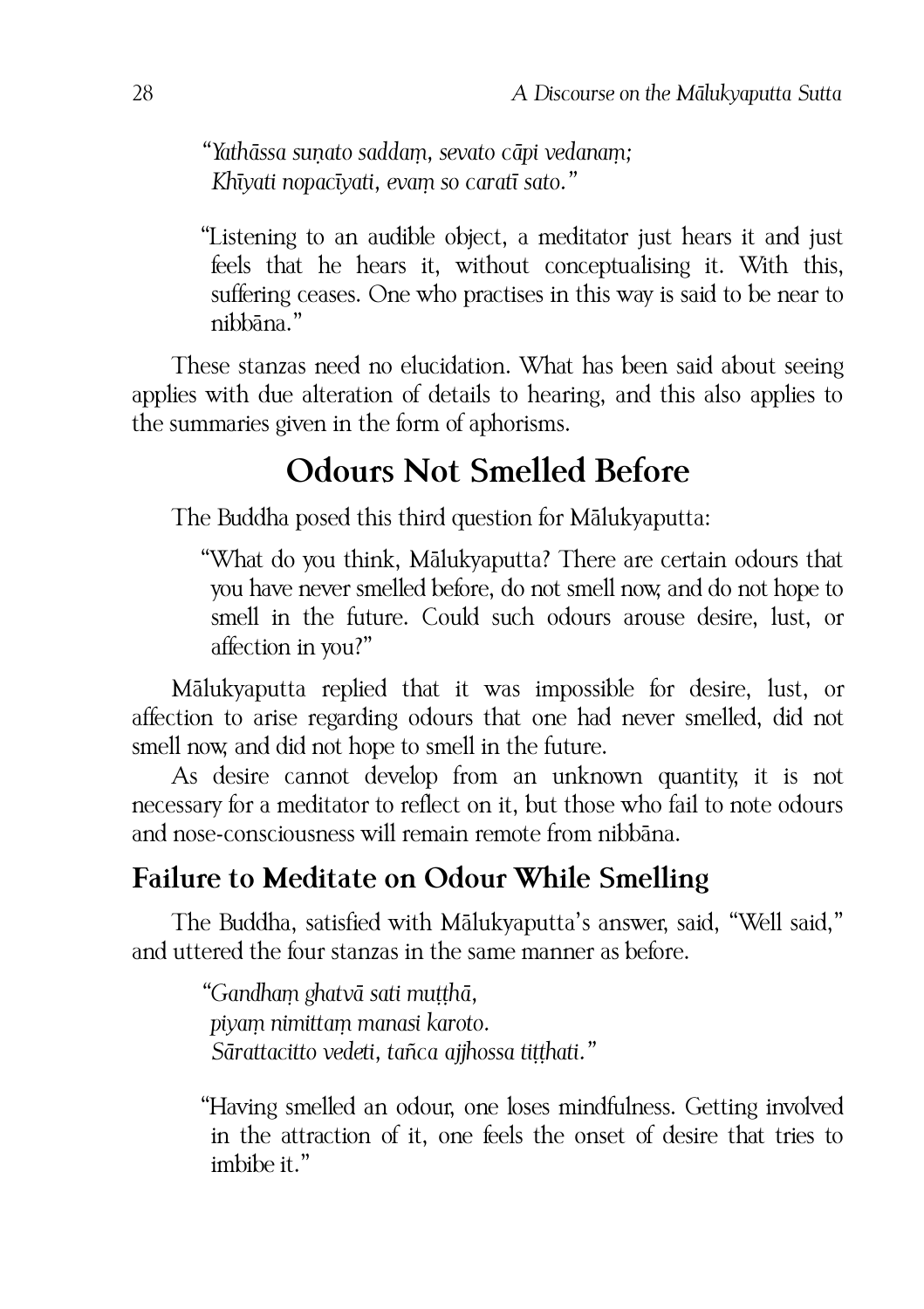*"Yathāssa suṇato saddaṃ, sevato cāpi vedanaṃ;*
*Khīyati nopacīyati, evaṃ so caratī sato."*

> "Listening to an audible object, a meditator just hears it and just feels that he hears it, without conceptualising it. With this, suffering ceases. One who practises in this way is said to be near to nibbāna."

These stanzas need no elucidation. What has been said about seeing applies with due alteration of details to hearing, and this also applies to the summaries given in the form of aphorisms.

## Odours Not Smelled Before

The Buddha posed this third question for Mālukyaputta:

> "What do you think, Mālukyaputta? There are certain odours that you have never smelled before, do not smell now, and do not hope to smell in the future. Could such odours arouse desire, lust, or affection in you?"

Mālukyaputta replied that it was impossible for desire, lust, or affection to arise regarding odours that one had never smelled, did not smell now, and did not hope to smell in the future.

As desire cannot develop from an unknown quantity, it is not necessary for a meditator to reflect on it, but those who fail to note odours and nose-consciousness will remain remote from nibbāna.

### Failure to Meditate on Odour While Smelling

The Buddha, satisfied with Mālukyaputta's answer, said, "Well said," and uttered the four stanzas in the same manner as before.

*"Gandhaṃ ghatvā sati muṭṭhā,*
*piyaṃ nimittaṃ manasi karoto.*
*Sārattacitto vedeti, tañca ajjhossa tiṭṭhati."*

> "Having smelled an odour, one loses mindfulness. Getting involved in the attraction of it, one feels the onset of desire that tries to imbibe it."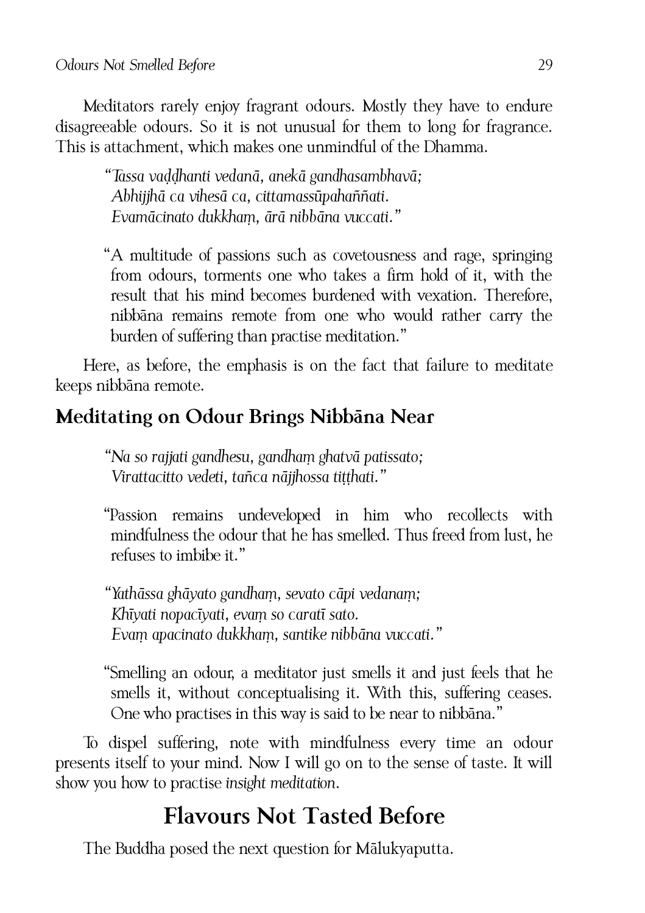Meditators rarely enjoy fragrant odours. Mostly they have to endure disagreeable odours. So it is not unusual for them to long for fragrance. This is attachment, which makes one unmindful of the Dhamma.

> *"Tassa vaḍḍhanti vedanā, anekā gandhasambhavā;*
> *Abhijjhā ca vihesā ca, cittamassūpahaññati.*
> *Evamācinato dukkhaṃ, ārā nibbāna vuccati."*

> "A multitude of passions such as covetousness and rage, springing from odours, torments one who takes a firm hold of it, with the result that his mind becomes burdened with vexation. Therefore, nibbāna remains remote from one who would rather carry the burden of suffering than practise meditation."

Here, as before, the emphasis is on the fact that failure to meditate keeps nibbāna remote.

### Meditating on Odour Brings Nibbāna Near

> *"Na so rajjati gandhesu, gandhaṃ ghatvā patissato;*
> *Virattacitto vedeti, tañca nājjhossa tiṭṭhati."*

> "Passion remains undeveloped in him who recollects with mindfulness the odour that he has smelled. Thus freed from lust, he refuses to imbibe it."

> *"Yathāssa ghāyato gandhaṃ, sevato cāpi vedanaṃ;*
> *Khīyati nopacīyati, evaṃ so caratī sato.*
> *Evaṃ apacinato dukkhaṃ, santike nibbāna vuccati."*

> "Smelling an odour, a meditator just smells it and just feels that he smells it, without conceptualising it. With this, suffering ceases. One who practises in this way is said to be near to nibbāna."

To dispel suffering, note with mindfulness every time an odour presents itself to your mind. Now I will go on to the sense of taste. It will show you how to practise *insight meditation*.

## Flavours Not Tasted Before

The Buddha posed the next question for Mālukyaputta.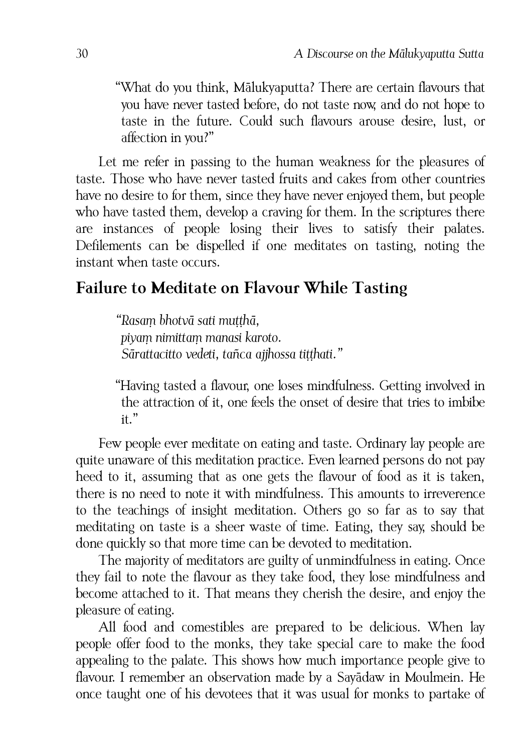> "What do you think, Mālukyaputta? There are certain flavours that you have never tasted before, do not taste now, and do not hope to taste in the future. Could such flavours arouse desire, lust, or affection in you?"

Let me refer in passing to the human weakness for the pleasures of taste. Those who have never tasted fruits and cakes from other countries have no desire to for them, since they have never enjoyed them, but people who have tasted them, develop a craving for them. In the scriptures there are instances of people losing their lives to satisfy their palates. Defilements can be dispelled if one meditates on tasting, noting the instant when taste occurs.

## Failure to Meditate on Flavour While Tasting

> *"Rasaṃ bhotvā sati muṭṭhā,*
> *piyaṃ nimittaṃ manasi karoto.*
> *Sārattacitto vedeti, tañca ajjhossa tiṭṭhati."*

> "Having tasted a flavour, one loses mindfulness. Getting involved in the attraction of it, one feels the onset of desire that tries to imbibe it."

Few people ever meditate on eating and taste. Ordinary lay people are quite unaware of this meditation practice. Even learned persons do not pay heed to it, assuming that as one gets the flavour of food as it is taken, there is no need to note it with mindfulness. This amounts to irreverence to the teachings of insight meditation. Others go so far as to say that meditating on taste is a sheer waste of time. Eating, they say, should be done quickly so that more time can be devoted to meditation.

The majority of meditators are guilty of unmindfulness in eating. Once they fail to note the flavour as they take food, they lose mindfulness and become attached to it. That means they cherish the desire, and enjoy the pleasure of eating.

All food and comestibles are prepared to be delicious. When lay people offer food to the monks, they take special care to make the food appealing to the palate. This shows how much importance people give to flavour. I remember an observation made by a Sayādaw in Moulmein. He once taught one of his devotees that it was usual for monks to partake of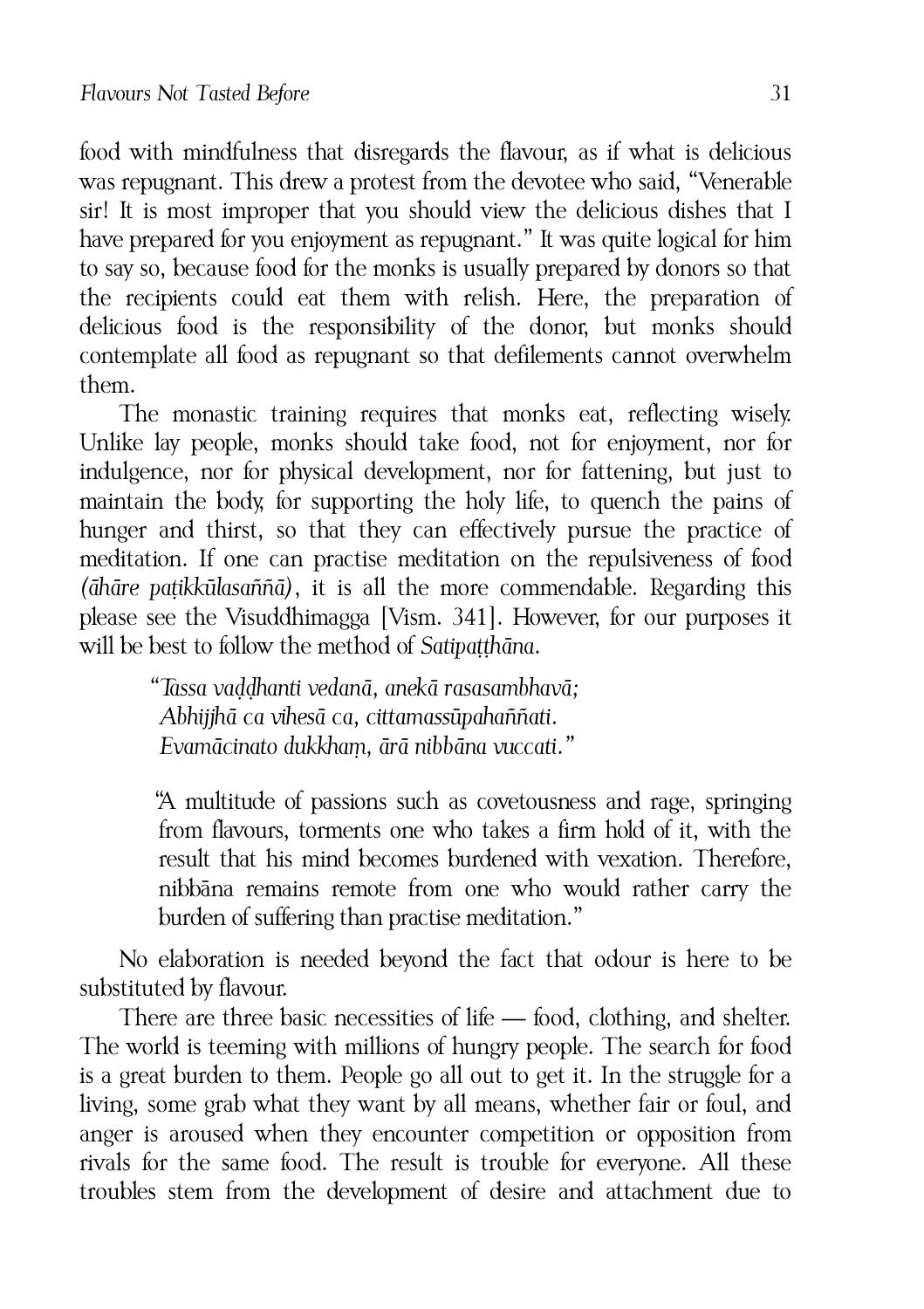food with mindfulness that disregards the flavour, as if what is delicious was repugnant. This drew a protest from the devotee who said, "Venerable sir! It is most improper that you should view the delicious dishes that I have prepared for you enjoyment as repugnant." It was quite logical for him to say so, because food for the monks is usually prepared by donors so that the recipients could eat them with relish. Here, the preparation of delicious food is the responsibility of the donor, but monks should contemplate all food as repugnant so that defilements cannot overwhelm them.

The monastic training requires that monks eat, reflecting wisely. Unlike lay people, monks should take food, not for enjoyment, nor for indulgence, nor for physical development, nor for fattening, but just to maintain the body, for supporting the holy life, to quench the pains of hunger and thirst, so that they can effectively pursue the practice of meditation. If one can practise meditation on the repulsiveness of food (*āhāre paṭikkūlasaññā*), it is all the more commendable. Regarding this please see the Visuddhimagga [Vism. 341]. However, for our purposes it will be best to follow the method of *Satipaṭṭhāna*.

> *"Tassa vaḍḍhanti vedanā, anekā rasasambhavā;*
> *Abhijjhā ca vihesā ca, cittamassūpahaññati.*
> *Evamācinato dukkhaṃ, ārā nibbāna vuccati."*

> "A multitude of passions such as covetousness and rage, springing from flavours, torments one who takes a firm hold of it, with the result that his mind becomes burdened with vexation. Therefore, nibbāna remains remote from one who would rather carry the burden of suffering than practise meditation."

No elaboration is needed beyond the fact that odour is here to be substituted by flavour.

There are three basic necessities of life — food, clothing, and shelter. The world is teeming with millions of hungry people. The search for food is a great burden to them. People go all out to get it. In the struggle for a living, some grab what they want by all means, whether fair or foul, and anger is aroused when they encounter competition or opposition from rivals for the same food. The result is trouble for everyone. All these troubles stem from the development of desire and attachment due to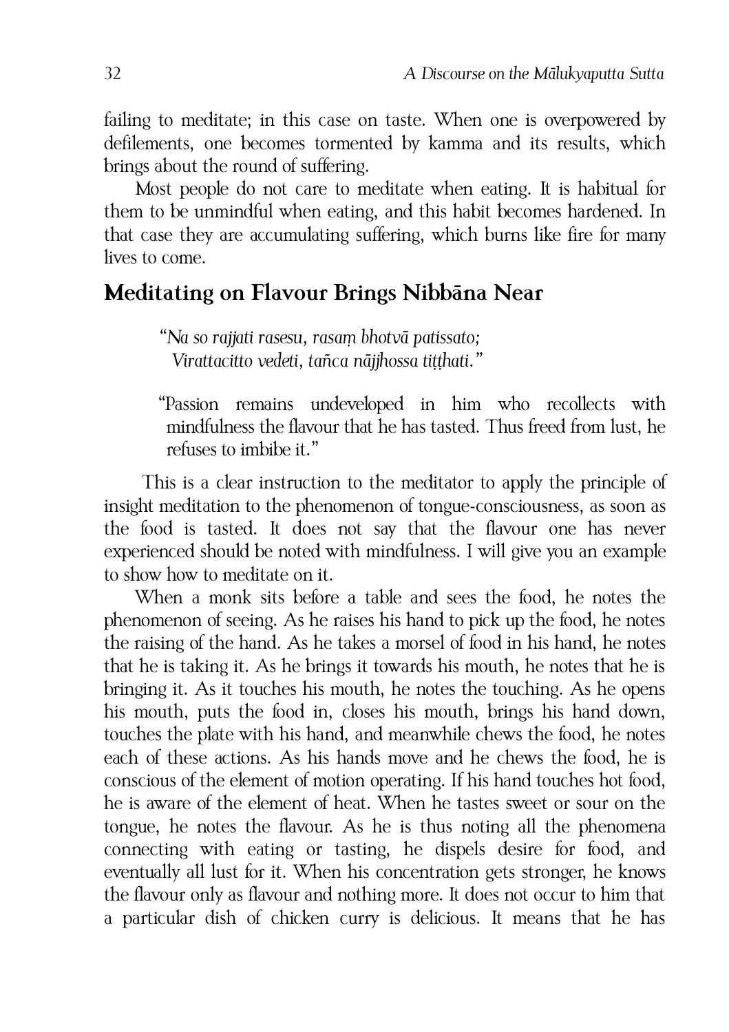failing to meditate; in this case on taste. When one is overpowered by defilements, one becomes tormented by kamma and its results, which brings about the round of suffering.

Most people do not care to meditate when eating. It is habitual for them to be unmindful when eating, and this habit becomes hardened. In that case they are accumulating suffering, which burns like fire for many lives to come.

## Meditating on Flavour Brings Nibbāna Near

> *"Na so rajjati rasesu, rasaṃ bhotvā patissato;*
> *Virattacitto vedeti, tañca nājjhossa tiṭṭhati."*
>
> "Passion remains undeveloped in him who recollects with mindfulness the flavour that he has tasted. Thus freed from lust, he refuses to imbibe it."

This is a clear instruction to the meditator to apply the principle of insight meditation to the phenomenon of tongue-consciousness, as soon as the food is tasted. It does not say that the flavour one has never experienced should be noted with mindfulness. I will give you an example to show how to meditate on it.

When a monk sits before a table and sees the food, he notes the phenomenon of seeing. As he raises his hand to pick up the food, he notes the raising of the hand. As he takes a morsel of food in his hand, he notes that he is taking it. As he brings it towards his mouth, he notes that he is bringing it. As it touches his mouth, he notes the touching. As he opens his mouth, puts the food in, closes his mouth, brings his hand down, touches the plate with his hand, and meanwhile chews the food, he notes each of these actions. As his hands move and he chews the food, he is conscious of the element of motion operating. If his hand touches hot food, he is aware of the element of heat. When he tastes sweet or sour on the tongue, he notes the flavour. As he is thus noting all the phenomena connecting with eating or tasting, he dispels desire for food, and eventually all lust for it. When his concentration gets stronger, he knows the flavour only as flavour and nothing more. It does not occur to him that a particular dish of chicken curry is delicious. It means that he has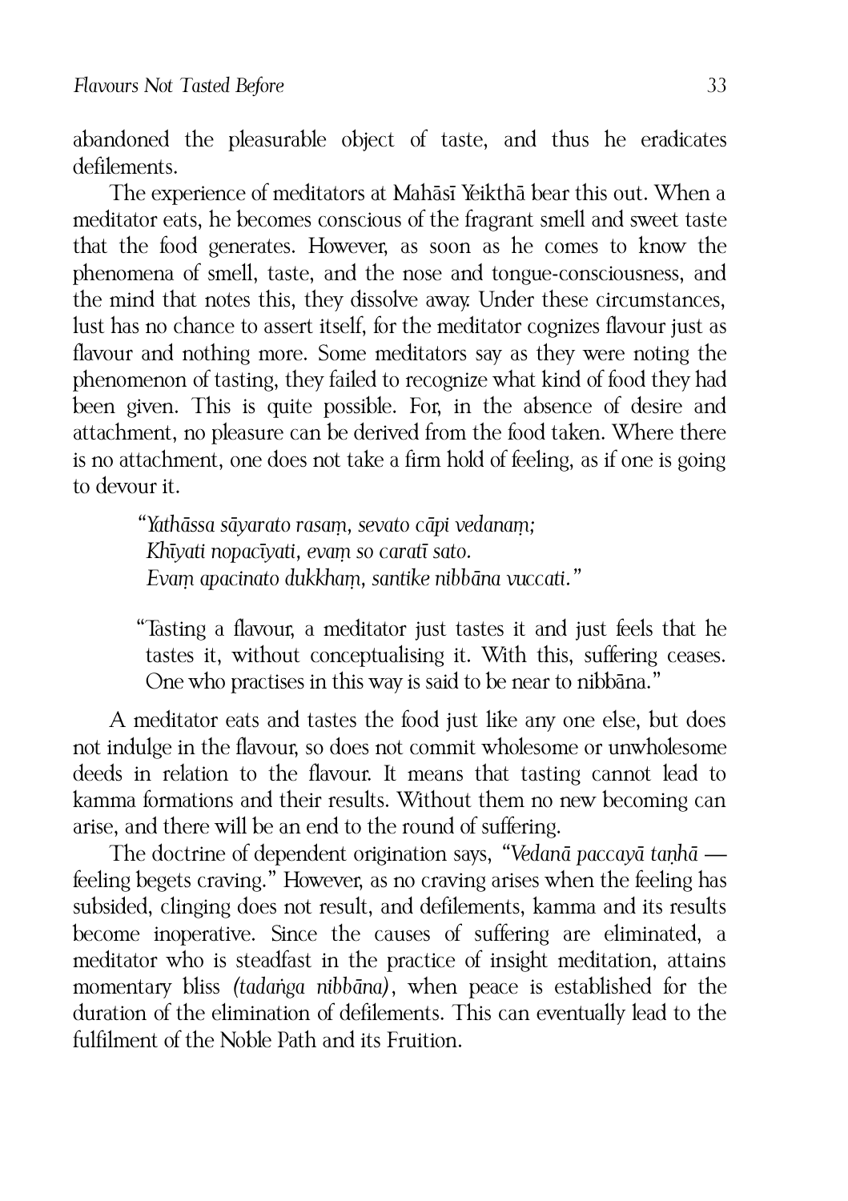abandoned the pleasurable object of taste, and thus he eradicates defilements.

The experience of meditators at Mahāsī Yeikthā bear this out. When a meditator eats, he becomes conscious of the fragrant smell and sweet taste that the food generates. However, as soon as he comes to know the phenomena of smell, taste, and the nose and tongue-consciousness, and the mind that notes this, they dissolve away. Under these circumstances, lust has no chance to assert itself, for the meditator cognizes flavour just as flavour and nothing more. Some meditators say as they were noting the phenomenon of tasting, they failed to recognize what kind of food they had been given. This is quite possible. For, in the absence of desire and attachment, no pleasure can be derived from the food taken. Where there is no attachment, one does not take a firm hold of feeling, as if one is going to devour it.

> *"Yathāssa sāyarato rasaṃ, sevato cāpi vedanaṃ;*
> *Khīyati nopacīyati, evaṃ so caratī sato.*
> *Evaṃ apacinato dukkhaṃ, santike nibbāna vuccati."*

> "Tasting a flavour, a meditator just tastes it and just feels that he tastes it, without conceptualising it. With this, suffering ceases. One who practises in this way is said to be near to nibbāna."

A meditator eats and tastes the food just like any one else, but does not indulge in the flavour, so does not commit wholesome or unwholesome deeds in relation to the flavour. It means that tasting cannot lead to kamma formations and their results. Without them no new becoming can arise, and there will be an end to the round of suffering.

The doctrine of dependent origination says, *"Vedanā paccayā taṇhā* — feeling begets craving." However, as no craving arises when the feeling has subsided, clinging does not result, and defilements, kamma and its results become inoperative. Since the causes of suffering are eliminated, a meditator who is steadfast in the practice of insight meditation, attains momentary bliss *(tadaṅga nibbāna)*, when peace is established for the duration of the elimination of defilements. This can eventually lead to the fulfilment of the Noble Path and its Fruition.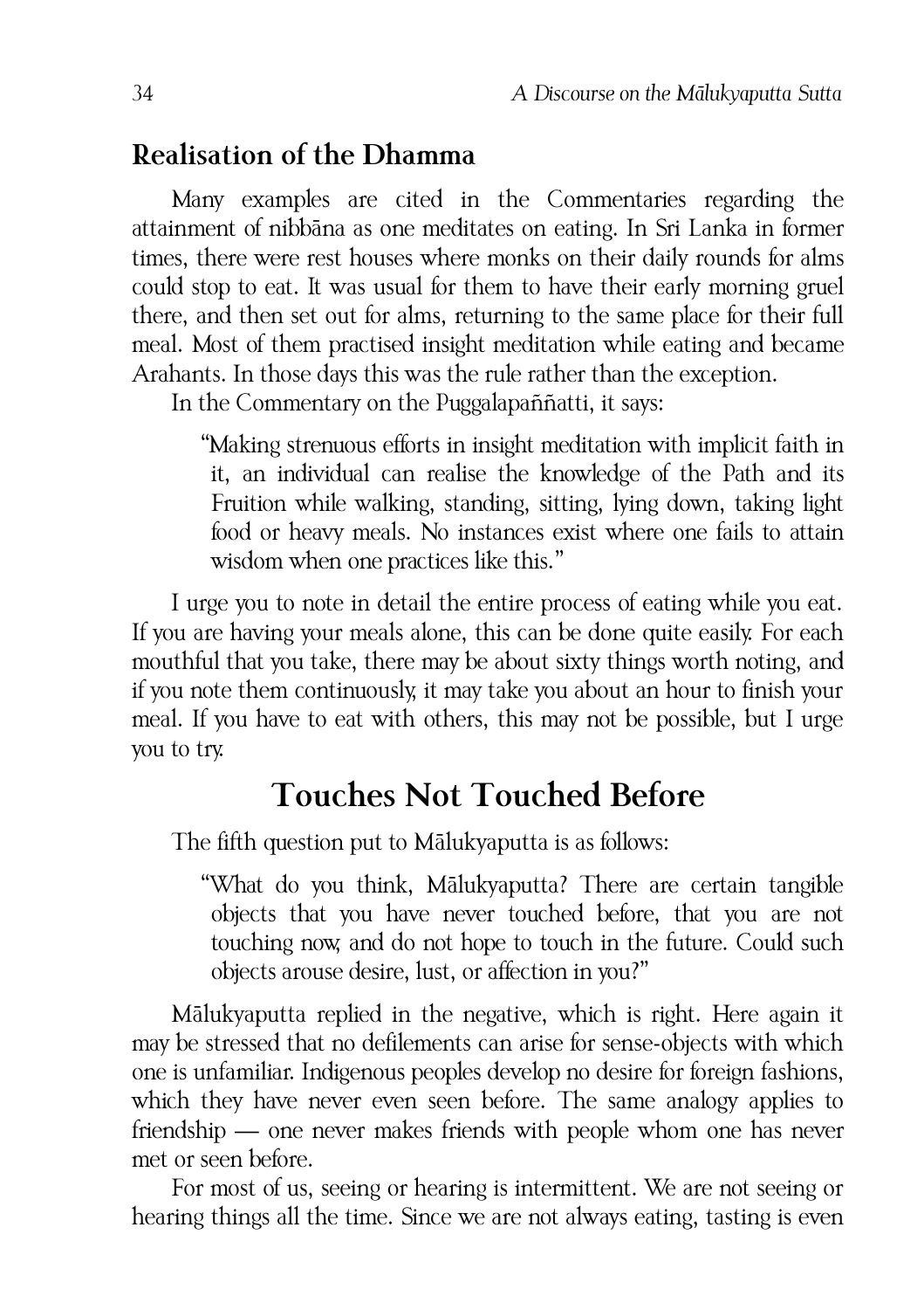## Realisation of the Dhamma

Many examples are cited in the Commentaries regarding the attainment of nibbāna as one meditates on eating. In Sri Lanka in former times, there were rest houses where monks on their daily rounds for alms could stop to eat. It was usual for them to have their early morning gruel there, and then set out for alms, returning to the same place for their full meal. Most of them practised insight meditation while eating and became Arahants. In those days this was the rule rather than the exception.

In the Commentary on the Puggalapaññatti, it says:

> "Making strenuous efforts in insight meditation with implicit faith in it, an individual can realise the knowledge of the Path and its Fruition while walking, standing, sitting, lying down, taking light food or heavy meals. No instances exist where one fails to attain wisdom when one practices like this."

I urge you to note in detail the entire process of eating while you eat. If you are having your meals alone, this can be done quite easily. For each mouthful that you take, there may be about sixty things worth noting, and if you note them continuously, it may take you about an hour to finish your meal. If you have to eat with others, this may not be possible, but I urge you to try.

# Touches Not Touched Before

The fifth question put to Mālukyaputta is as follows:

> "What do you think, Mālukyaputta? There are certain tangible objects that you have never touched before, that you are not touching now, and do not hope to touch in the future. Could such objects arouse desire, lust, or affection in you?"

Mālukyaputta replied in the negative, which is right. Here again it may be stressed that no defilements can arise for sense-objects with which one is unfamiliar. Indigenous peoples develop no desire for foreign fashions, which they have never even seen before. The same analogy applies to friendship — one never makes friends with people whom one has never met or seen before.

For most of us, seeing or hearing is intermittent. We are not seeing or hearing things all the time. Since we are not always eating, tasting is even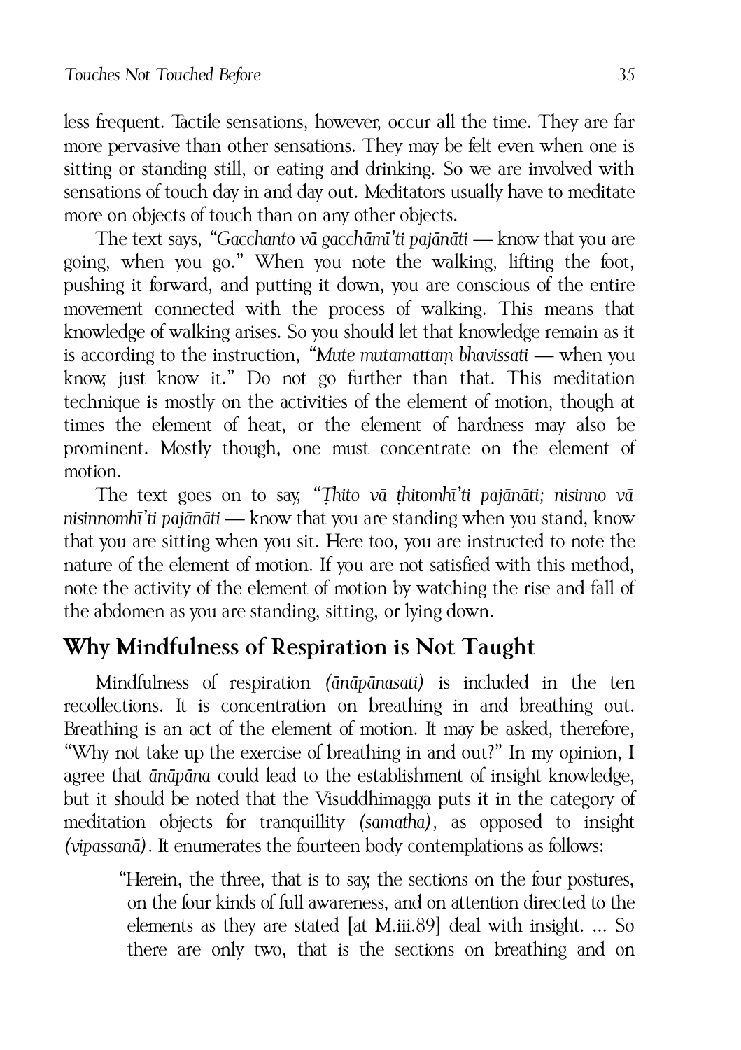less frequent. Tactile sensations, however, occur all the time. They are far more pervasive than other sensations. They may be felt even when one is sitting or standing still, or eating and drinking. So we are involved with sensations of touch day in and day out. Meditators usually have to meditate more on objects of touch than on any other objects.

The text says, "*Gacchanto vā gacchāmī'ti pajānāti* — know that you are going, when you go." When you note the walking, lifting the foot, pushing it forward, and putting it down, you are conscious of the entire movement connected with the process of walking. This means that knowledge of walking arises. So you should let that knowledge remain as it is according to the instruction, "*Mute mutamattaṃ bhavissati* — when you know, just know it." Do not go further than that. This meditation technique is mostly on the activities of the element of motion, though at times the element of heat, or the element of hardness may also be prominent. Mostly though, one must concentrate on the element of motion.

The text goes on to say, "*Ṭhito vā ṭhitomhī'ti pajānāti; nisinno vā nisinnomhī'ti pajānāti* — know that you are standing when you stand, know that you are sitting when you sit. Here too, you are instructed to note the nature of the element of motion. If you are not satisfied with this method, note the activity of the element of motion by watching the rise and fall of the abdomen as you are standing, sitting, or lying down.

## Why Mindfulness of Respiration is Not Taught

Mindfulness of respiration *(ānāpānasati)* is included in the ten recollections. It is concentration on breathing in and breathing out. Breathing is an act of the element of motion. It may be asked, therefore, "Why not take up the exercise of breathing in and out?" In my opinion, I agree that *ānāpāna* could lead to the establishment of insight knowledge, but it should be noted that the Visuddhimagga puts it in the category of meditation objects for tranquillity *(samatha)*, as opposed to insight *(vipassanā)*. It enumerates the fourteen body contemplations as follows:

> "Herein, the three, that is to say, the sections on the four postures, on the four kinds of full awareness, and on attention directed to the elements as they are stated [at M.iii.89] deal with insight. ... So there are only two, that is the sections on breathing and on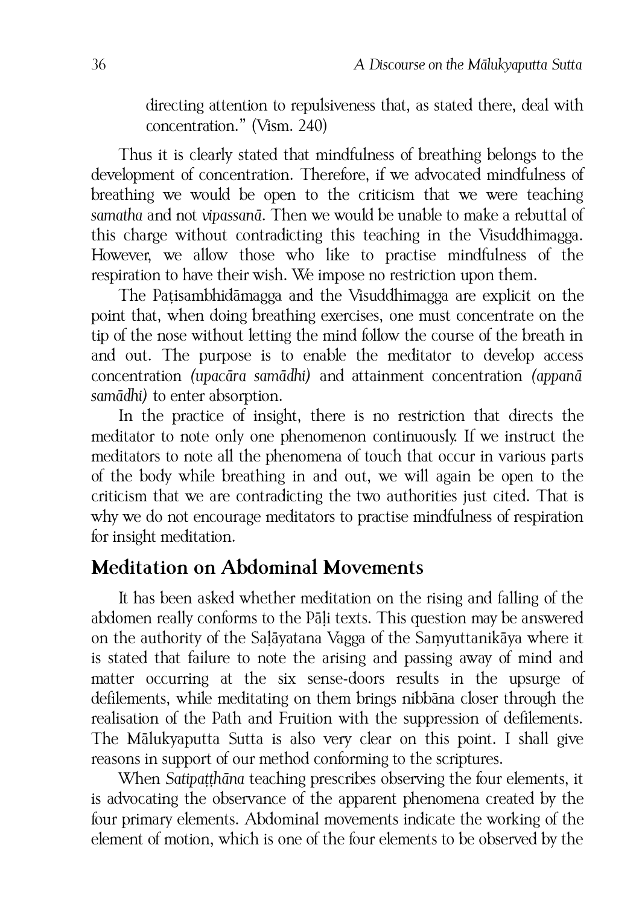directing attention to repulsiveness that, as stated there, deal with concentration." (Vism. 240)

Thus it is clearly stated that mindfulness of breathing belongs to the development of concentration. Therefore, if we advocated mindfulness of breathing we would be open to the criticism that we were teaching *samatha* and not *vipassanā*. Then we would be unable to make a rebuttal of this charge without contradicting this teaching in the Visuddhimagga. However, we allow those who like to practise mindfulness of the respiration to have their wish. We impose no restriction upon them.

The Paṭisambhidāmagga and the Visuddhimagga are explicit on the point that, when doing breathing exercises, one must concentrate on the tip of the nose without letting the mind follow the course of the breath in and out. The purpose is to enable the meditator to develop access concentration *(upacāra samādhi)* and attainment concentration *(appanā samādhi)* to enter absorption.

In the practice of insight, there is no restriction that directs the meditator to note only one phenomenon continuously. If we instruct the meditators to note all the phenomena of touch that occur in various parts of the body while breathing in and out, we will again be open to the criticism that we are contradicting the two authorities just cited. That is why we do not encourage meditators to practise mindfulness of respiration for insight meditation.

## Meditation on Abdominal Movements

It has been asked whether meditation on the rising and falling of the abdomen really conforms to the Pāḷi texts. This question may be answered on the authority of the Saḷāyatana Vagga of the Saṃyuttanikāya where it is stated that failure to note the arising and passing away of mind and matter occurring at the six sense-doors results in the upsurge of defilements, while meditating on them brings nibbāna closer through the realisation of the Path and Fruition with the suppression of defilements. The Mālukyaputta Sutta is also very clear on this point. I shall give reasons in support of our method conforming to the scriptures.

When *Satipaṭṭhāna* teaching prescribes observing the four elements, it is advocating the observance of the apparent phenomena created by the four primary elements. Abdominal movements indicate the working of the element of motion, which is one of the four elements to be observed by the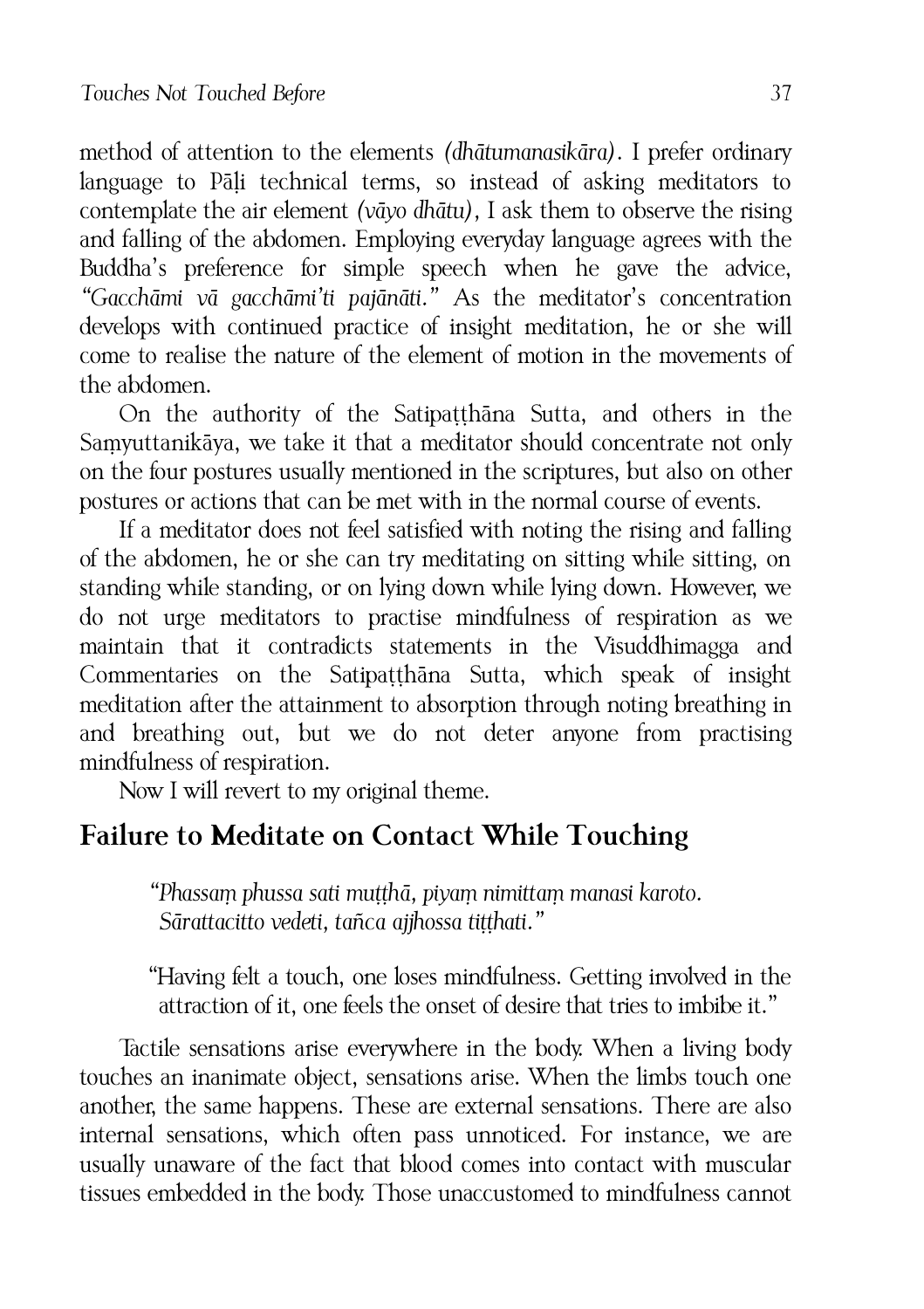method of attention to the elements *(dhātumanasikāra)*. I prefer ordinary language to Pāḷi technical terms, so instead of asking meditators to contemplate the air element *(vāyo dhātu)*, I ask them to observe the rising and falling of the abdomen. Employing everyday language agrees with the Buddha's preference for simple speech when he gave the advice, *"Gacchāmi vā gacchāmi'ti pajānāti."* As the meditator's concentration develops with continued practice of insight meditation, he or she will come to realise the nature of the element of motion in the movements of the abdomen.

On the authority of the Satipaṭṭhāna Sutta, and others in the Saṃyuttanikāya, we take it that a meditator should concentrate not only on the four postures usually mentioned in the scriptures, but also on other postures or actions that can be met with in the normal course of events.

If a meditator does not feel satisfied with noting the rising and falling of the abdomen, he or she can try meditating on sitting while sitting, on standing while standing, or on lying down while lying down. However, we do not urge meditators to practise mindfulness of respiration as we maintain that it contradicts statements in the Visuddhimagga and Commentaries on the Satipaṭṭhāna Sutta, which speak of insight meditation after the attainment to absorption through noting breathing in and breathing out, but we do not deter anyone from practising mindfulness of respiration.

Now I will revert to my original theme.

## Failure to Meditate on Contact While Touching

> *"Phassaṃ phussa sati muṭṭhā, piyaṃ nimittaṃ manasi karoto.*
> *Sārattacitto vedeti, tañca ajjhossa tiṭṭhati."*

> "Having felt a touch, one loses mindfulness. Getting involved in the attraction of it, one feels the onset of desire that tries to imbibe it."

Tactile sensations arise everywhere in the body. When a living body touches an inanimate object, sensations arise. When the limbs touch one another, the same happens. These are external sensations. There are also internal sensations, which often pass unnoticed. For instance, we are usually unaware of the fact that blood comes into contact with muscular tissues embedded in the body. Those unaccustomed to mindfulness cannot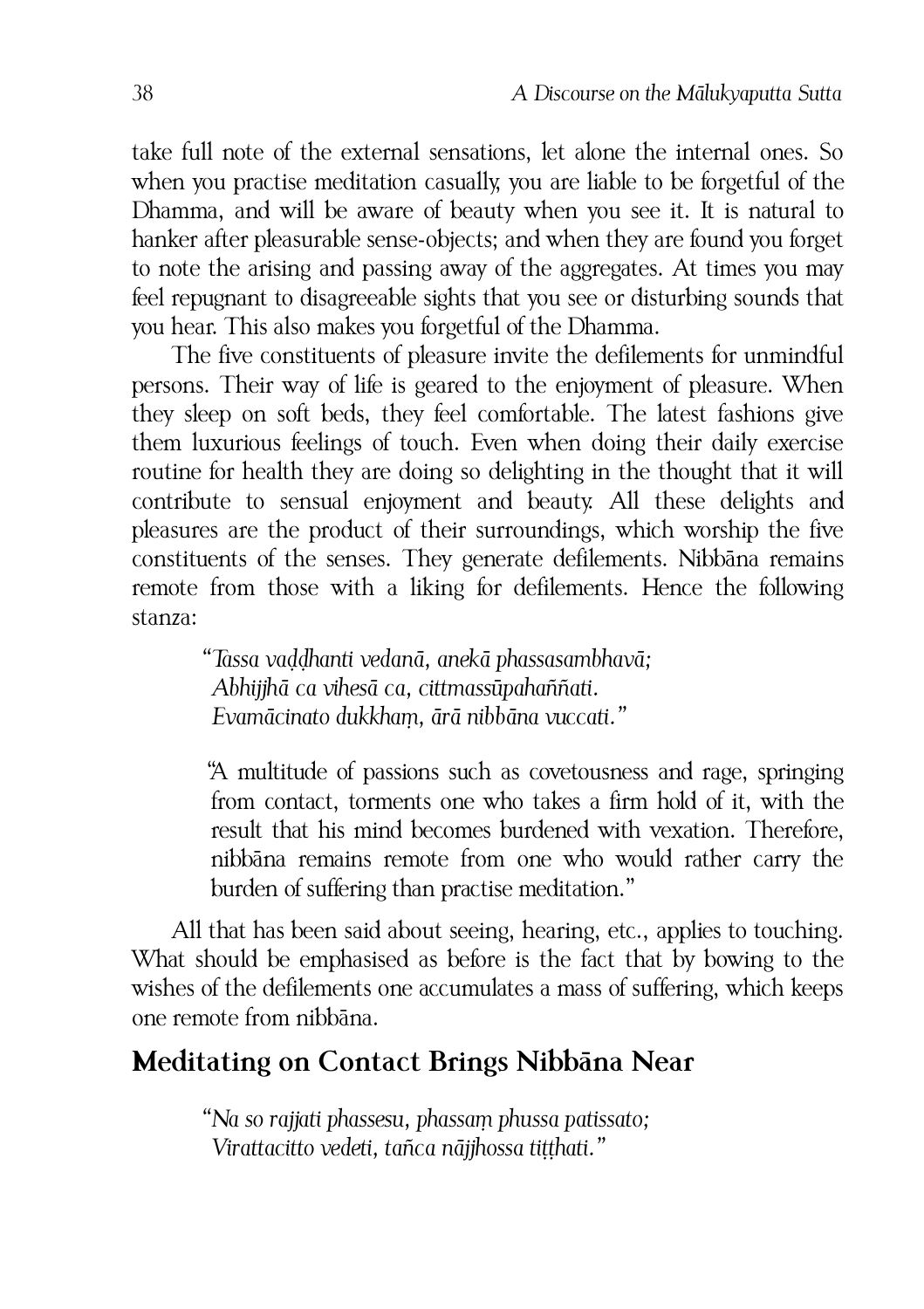take full note of the external sensations, let alone the internal ones. So when you practise meditation casually, you are liable to be forgetful of the Dhamma, and will be aware of beauty when you see it. It is natural to hanker after pleasurable sense-objects; and when they are found you forget to note the arising and passing away of the aggregates. At times you may feel repugnant to disagreeable sights that you see or disturbing sounds that you hear. This also makes you forgetful of the Dhamma.

The five constituents of pleasure invite the defilements for unmindful persons. Their way of life is geared to the enjoyment of pleasure. When they sleep on soft beds, they feel comfortable. The latest fashions give them luxurious feelings of touch. Even when doing their daily exercise routine for health they are doing so delighting in the thought that it will contribute to sensual enjoyment and beauty. All these delights and pleasures are the product of their surroundings, which worship the five constituents of the senses. They generate defilements. Nibbāna remains remote from those with a liking for defilements. Hence the following stanza:

> *"Tassa vaḍḍhanti vedanā, anekā phassasambhavā;*
> *Abhijjhā ca vihesā ca, cittmassūpahaññati.*
> *Evamācinato dukkhaṃ, ārā nibbāna vuccati."*

> "A multitude of passions such as covetousness and rage, springing from contact, torments one who takes a firm hold of it, with the result that his mind becomes burdened with vexation. Therefore, nibbāna remains remote from one who would rather carry the burden of suffering than practise meditation."

All that has been said about seeing, hearing, etc., applies to touching. What should be emphasised as before is the fact that by bowing to the wishes of the defilements one accumulates a mass of suffering, which keeps one remote from nibbāna.

## Meditating on Contact Brings Nibbāna Near

> *"Na so rajjati phassesu, phassaṃ phussa patissato;*
> *Virattacitto vedeti, tañca nājjhossa tiṭṭhati."*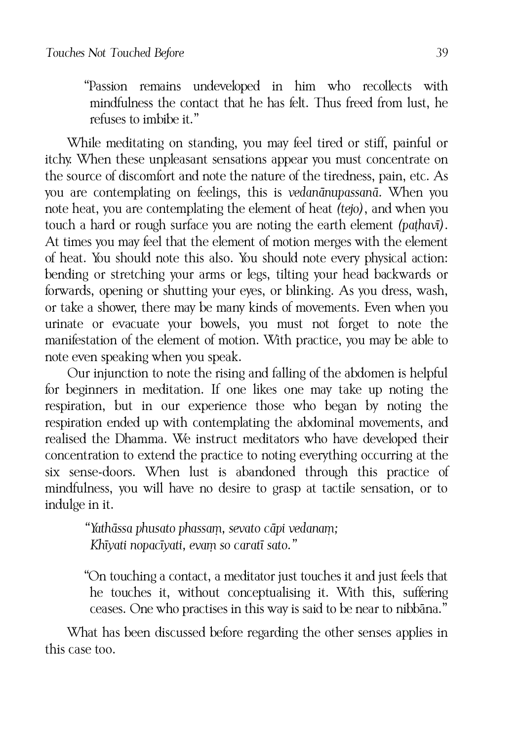> "Passion remains undeveloped in him who recollects with mindfulness the contact that he has felt. Thus freed from lust, he refuses to imbibe it."

While meditating on standing, you may feel tired or stiff, painful or itchy. When these unpleasant sensations appear you must concentrate on the source of discomfort and note the nature of the tiredness, pain, etc. As you are contemplating on feelings, this is *vedanānupassanā*. When you note heat, you are contemplating the element of heat *(tejo)*, and when you touch a hard or rough surface you are noting the earth element *(paṭhavī)*. At times you may feel that the element of motion merges with the element of heat. You should note this also. You should note every physical action: bending or stretching your arms or legs, tilting your head backwards or forwards, opening or shutting your eyes, or blinking. As you dress, wash, or take a shower, there may be many kinds of movements. Even when you urinate or evacuate your bowels, you must not forget to note the manifestation of the element of motion. With practice, you may be able to note even speaking when you speak.

Our injunction to note the rising and falling of the abdomen is helpful for beginners in meditation. If one likes one may take up noting the respiration, but in our experience those who began by noting the respiration ended up with contemplating the abdominal movements, and realised the Dhamma. We instruct meditators who have developed their concentration to extend the practice to noting everything occurring at the six sense-doors. When lust is abandoned through this practice of mindfulness, you will have no desire to grasp at tactile sensation, or to indulge in it.

> *"Yathāssa phusato phassaṃ, sevato cāpi vedanaṃ;*
> *Khīyati nopacīyati, evaṃ so caratī sato."*

> "On touching a contact, a meditator just touches it and just feels that he touches it, without conceptualising it. With this, suffering ceases. One who practises in this way is said to be near to nibbāna."

What has been discussed before regarding the other senses applies in this case too.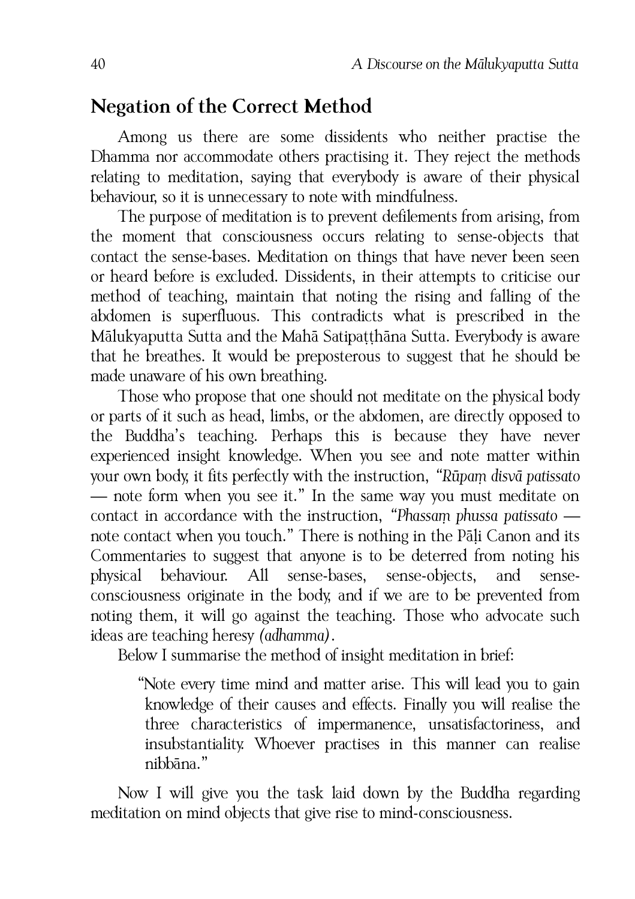## Negation of the Correct Method

Among us there are some dissidents who neither practise the Dhamma nor accommodate others practising it. They reject the methods relating to meditation, saying that everybody is aware of their physical behaviour, so it is unnecessary to note with mindfulness.

The purpose of meditation is to prevent defilements from arising, from the moment that consciousness occurs relating to sense-objects that contact the sense-bases. Meditation on things that have never been seen or heard before is excluded. Dissidents, in their attempts to criticise our method of teaching, maintain that noting the rising and falling of the abdomen is superfluous. This contradicts what is prescribed in the Mālukyaputta Sutta and the Mahā Satipaṭṭhāna Sutta. Everybody is aware that he breathes. It would be preposterous to suggest that he should be made unaware of his own breathing.

Those who propose that one should not meditate on the physical body or parts of it such as head, limbs, or the abdomen, are directly opposed to the Buddha's teaching. Perhaps this is because they have never experienced insight knowledge. When you see and note matter within your own body, it fits perfectly with the instruction, *"Rūpaṃ disvā patissato* — note form when you see it." In the same way you must meditate on contact in accordance with the instruction, *"Phassaṃ phussa patissato* — note contact when you touch." There is nothing in the Pāḷi Canon and its Commentaries to suggest that anyone is to be deterred from noting his physical behaviour. All sense-bases, sense-objects, and sense-consciousness originate in the body, and if we are to be prevented from noting them, it will go against the teaching. Those who advocate such ideas are teaching heresy *(adhamma)*.

Below I summarise the method of insight meditation in brief:

> "Note every time mind and matter arise. This will lead you to gain knowledge of their causes and effects. Finally you will realise the three characteristics of impermanence, unsatisfactoriness, and insubstantiality. Whoever practises in this manner can realise nibbāna."

Now I will give you the task laid down by the Buddha regarding meditation on mind objects that give rise to mind-consciousness.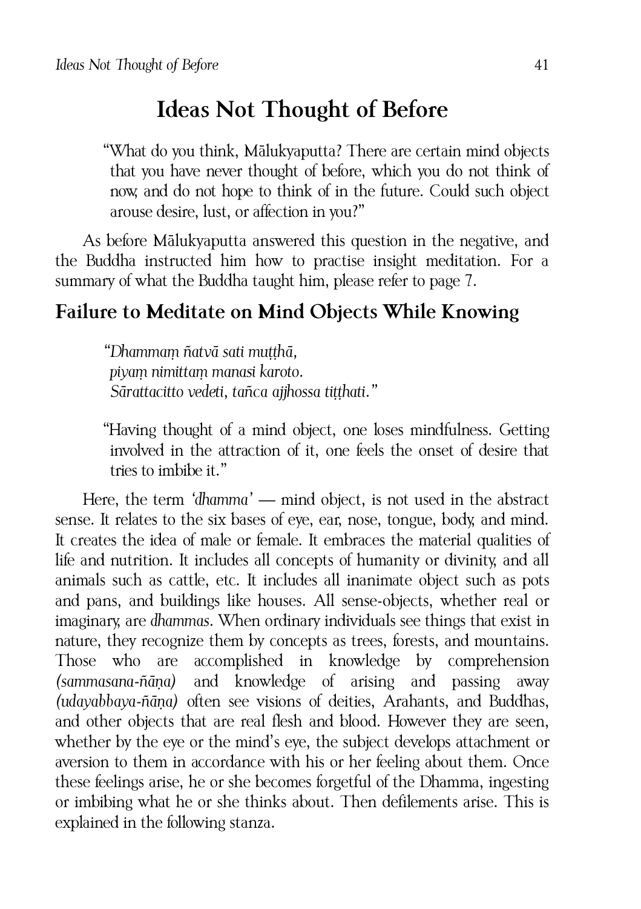## Ideas Not Thought of Before

> "What do you think, Mālukyaputta? There are certain mind objects that you have never thought of before, which you do not think of now, and do not hope to think of in the future. Could such object arouse desire, lust, or affection in you?"

As before Mālukyaputta answered this question in the negative, and the Buddha instructed him how to practise insight meditation. For a summary of what the Buddha taught him, please refer to page 7.

### Failure to Meditate on Mind Objects While Knowing

> *"Dhammaṃ ñatvā sati muṭṭhā,*
> *piyaṃ nimittaṃ manasi karoto.*
> *Sārattacitto vedeti, tañca ajjhossa tiṭṭhati."*

> "Having thought of a mind object, one loses mindfulness. Getting involved in the attraction of it, one feels the onset of desire that tries to imbibe it."

Here, the term *'dhamma'* — mind object, is not used in the abstract sense. It relates to the six bases of eye, ear, nose, tongue, body, and mind. It creates the idea of male or female. It embraces the material qualities of life and nutrition. It includes all concepts of humanity or divinity, and all animals such as cattle, etc. It includes all inanimate object such as pots and pans, and buildings like houses. All sense-objects, whether real or imaginary, are *dhammas*. When ordinary individuals see things that exist in nature, they recognize them by concepts as trees, forests, and mountains. Those who are accomplished in knowledge by comprehension *(sammasana-ñāṇa)* and knowledge of arising and passing away *(udayabbaya-ñāṇa)* often see visions of deities, Arahants, and Buddhas, and other objects that are real flesh and blood. However they are seen, whether by the eye or the mind's eye, the subject develops attachment or aversion to them in accordance with his or her feeling about them. Once these feelings arise, he or she becomes forgetful of the Dhamma, ingesting or imbibing what he or she thinks about. Then defilements arise. This is explained in the following stanza.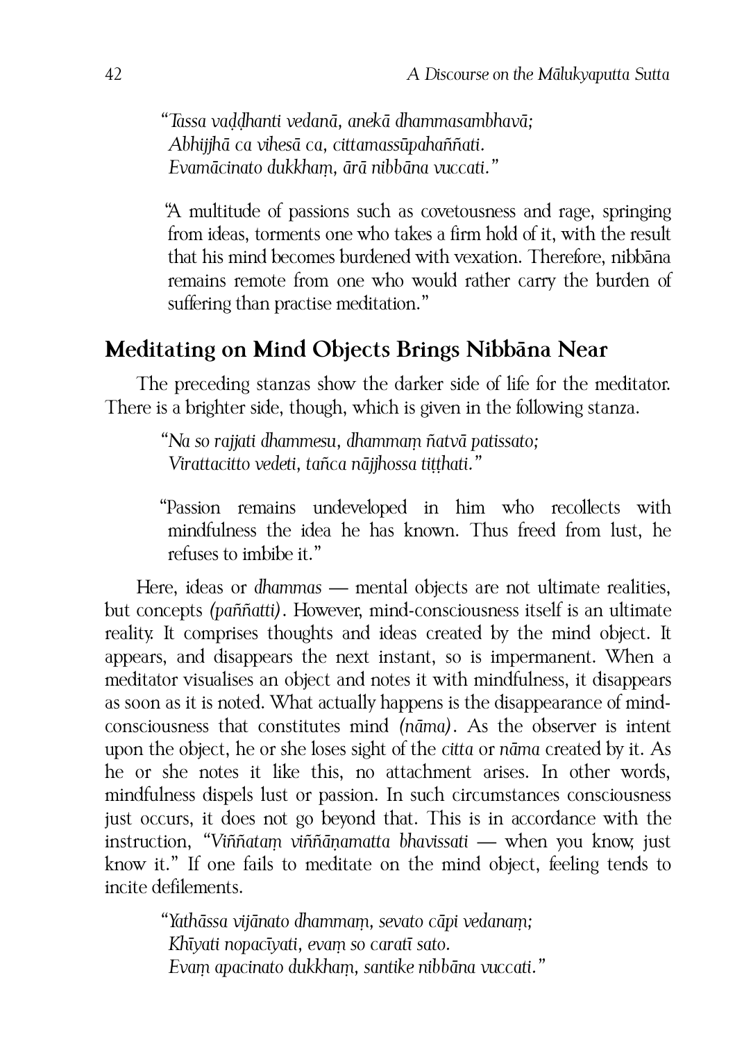*"Tassa vaḍḍhanti vedanā, anekā dhammasambhavā;*
*Abhijjhā ca vihesā ca, cittamassūpahaññati.*
*Evamācinato dukkhaṃ, ārā nibbāna vuccati."*

"A multitude of passions such as covetousness and rage, springing from ideas, torments one who takes a firm hold of it, with the result that his mind becomes burdened with vexation. Therefore, nibbāna remains remote from one who would rather carry the burden of suffering than practise meditation."

## Meditating on Mind Objects Brings Nibbāna Near

The preceding stanzas show the darker side of life for the meditator. There is a brighter side, though, which is given in the following stanza.

*"Na so rajjati dhammesu, dhammaṃ ñatvā patissato;*
*Virattacitto vedeti, tañca nājjhossa tiṭṭhati."*

"Passion remains undeveloped in him who recollects with mindfulness the idea he has known. Thus freed from lust, he refuses to imbibe it."

Here, ideas or *dhammas* — mental objects are not ultimate realities, but concepts *(paññatti)*. However, mind-consciousness itself is an ultimate reality. It comprises thoughts and ideas created by the mind object. It appears, and disappears the next instant, so is impermanent. When a meditator visualises an object and notes it with mindfulness, it disappears as soon as it is noted. What actually happens is the disappearance of mind-consciousness that constitutes mind *(nāma)*. As the observer is intent upon the object, he or she loses sight of the *citta* or *nāma* created by it. As he or she notes it like this, no attachment arises. In other words, mindfulness dispels lust or passion. In such circumstances consciousness just occurs, it does not go beyond that. This is in accordance with the instruction, *"Viññataṃ viññāṇamatta bhavissati* — when you know, just know it." If one fails to meditate on the mind object, feeling tends to incite defilements.

*"Yathāssa vijānato dhammaṃ, sevato cāpi vedanaṃ;*
*Khīyati nopacīyati, evaṃ so caratī sato.*
*Evaṃ apacinato dukkhaṃ, santike nibbāna vuccati."*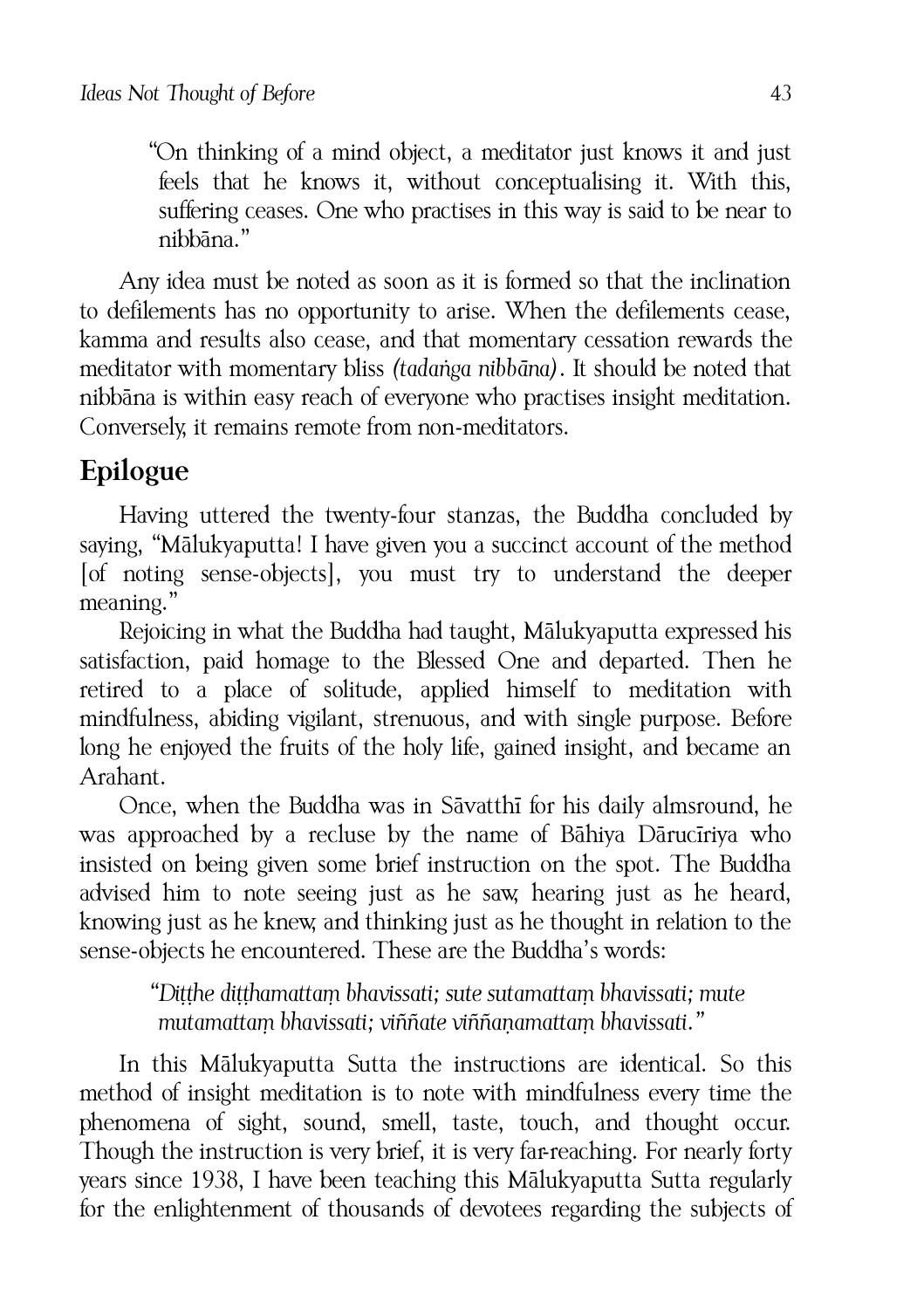"On thinking of a mind object, a meditator just knows it and just feels that he knows it, without conceptualising it. With this, suffering ceases. One who practises in this way is said to be near to nibbāna."

Any idea must be noted as soon as it is formed so that the inclination to defilements has no opportunity to arise. When the defilements cease, kamma and results also cease, and that momentary cessation rewards the meditator with momentary bliss *(tadaṅga nibbāna)*. It should be noted that nibbāna is within easy reach of everyone who practises insight meditation. Conversely, it remains remote from non-meditators.

## Epilogue

Having uttered the twenty-four stanzas, the Buddha concluded by saying, "Mālukyaputta! I have given you a succinct account of the method [of noting sense-objects], you must try to understand the deeper meaning."

Rejoicing in what the Buddha had taught, Mālukyaputta expressed his satisfaction, paid homage to the Blessed One and departed. Then he retired to a place of solitude, applied himself to meditation with mindfulness, abiding vigilant, strenuous, and with single purpose. Before long he enjoyed the fruits of the holy life, gained insight, and became an Arahant.

Once, when the Buddha was in Sāvatthī for his daily almsround, he was approached by a recluse by the name of Bāhiya Dārucīriya who insisted on being given some brief instruction on the spot. The Buddha advised him to note seeing just as he saw, hearing just as he heard, knowing just as he knew, and thinking just as he thought in relation to the sense-objects he encountered. These are the Buddha's words:

*"Diṭṭhe diṭṭhamattaṃ bhavissati; sute sutamattaṃ bhavissati; mute mutamattaṃ bhavissati; viññate viññaṇamattaṃ bhavissati."*

In this Mālukyaputta Sutta the instructions are identical. So this method of insight meditation is to note with mindfulness every time the phenomena of sight, sound, smell, taste, touch, and thought occur. Though the instruction is very brief, it is very far-reaching. For nearly forty years since 1938, I have been teaching this Mālukyaputta Sutta regularly for the enlightenment of thousands of devotees regarding the subjects of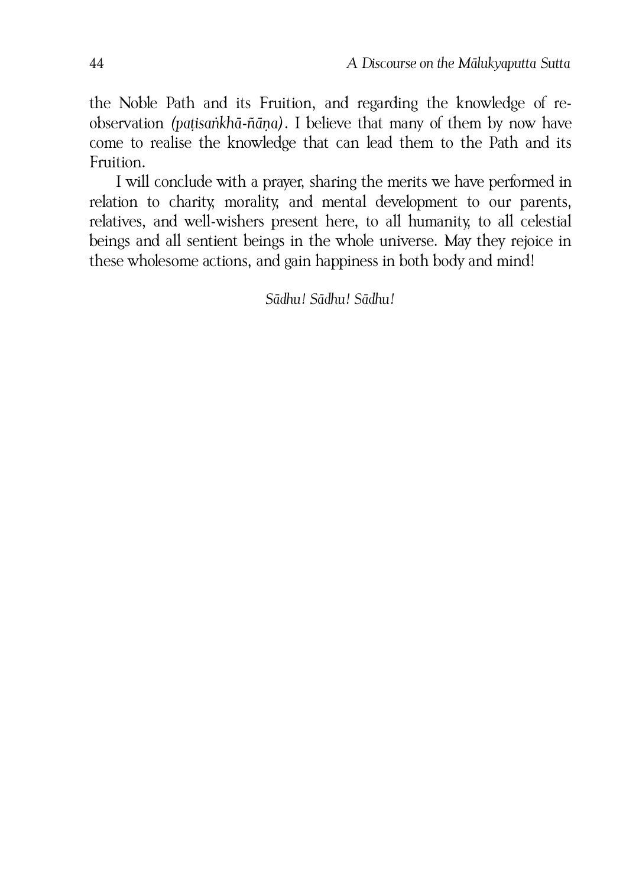the Noble Path and its Fruition, and regarding the knowledge of re-observation *(paṭisaṅkhā-ñāṇa)*. I believe that many of them by now have come to realise the knowledge that can lead them to the Path and its Fruition.

I will conclude with a prayer, sharing the merits we have performed in relation to charity, morality, and mental development to our parents, relatives, and well-wishers present here, to all humanity, to all celestial beings and all sentient beings in the whole universe. May they rejoice in these wholesome actions, and gain happiness in both body and mind!

*Sādhu! Sādhu! Sādhu!*